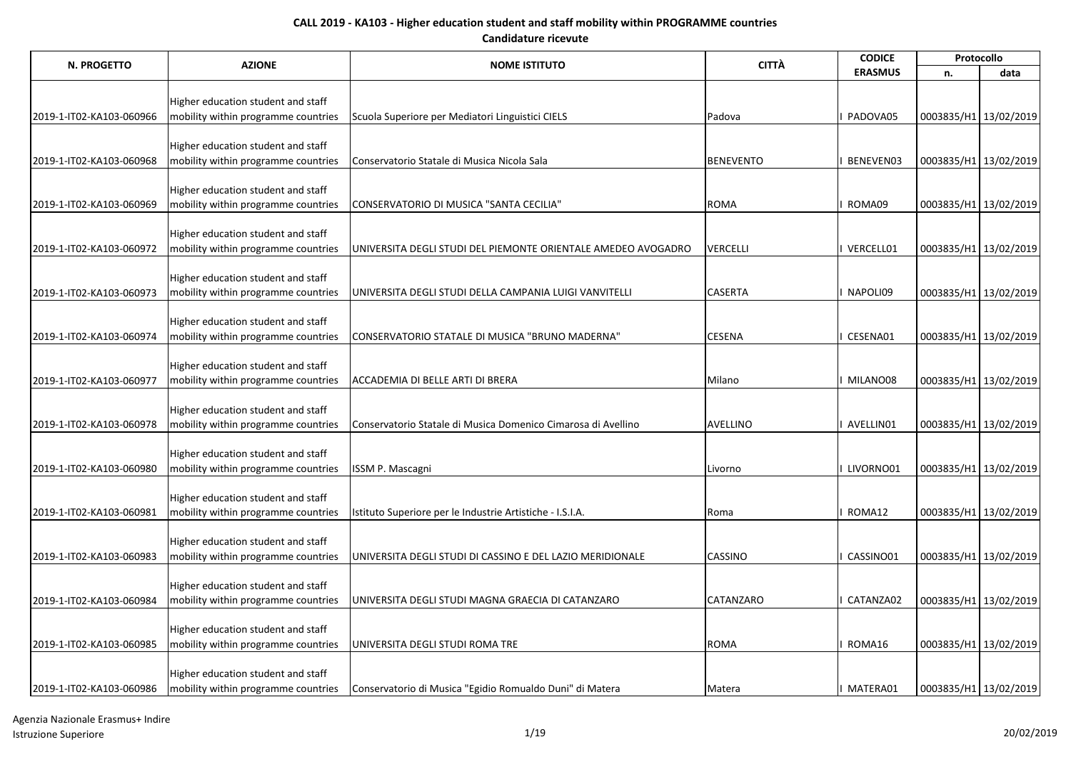**CALL 2019 - KA103 - Higher education student and staff mobility within PROGRAMME countries**

**Candidature ricevute**

| N. PROGETTO | AZIONE | NOME ISTITUTO | CITTÀ | CODICE ERASMUS | Protocollo | |
|---|---|---|---|---|---|---|
| | | | | | n. | data |
| 2019-1-IT02-KA103-060966 | Higher education student and staff mobility within programme countries | Scuola Superiore per Mediatori Linguistici CIELS | Padova | I PADOVA05 | 0003835/H1 | 13/02/2019 |
| 2019-1-IT02-KA103-060968 | Higher education student and staff mobility within programme countries | Conservatorio Statale di Musica Nicola Sala | BENEVENTO | I BENEVEN03 | 0003835/H1 | 13/02/2019 |
| 2019-1-IT02-KA103-060969 | Higher education student and staff mobility within programme countries | CONSERVATORIO DI MUSICA "SANTA CECILIA" | ROMA | I ROMA09 | 0003835/H1 | 13/02/2019 |
| 2019-1-IT02-KA103-060972 | Higher education student and staff mobility within programme countries | UNIVERSITA DEGLI STUDI DEL PIEMONTE ORIENTALE AMEDEO AVOGADRO | VERCELLI | I VERCELL01 | 0003835/H1 | 13/02/2019 |
| 2019-1-IT02-KA103-060973 | Higher education student and staff mobility within programme countries | UNIVERSITA DEGLI STUDI DELLA CAMPANIA LUIGI VANVITELLI | CASERTA | I NAPOLI09 | 0003835/H1 | 13/02/2019 |
| 2019-1-IT02-KA103-060974 | Higher education student and staff mobility within programme countries | CONSERVATORIO STATALE DI MUSICA "BRUNO MADERNA" | CESENA | I CESENA01 | 0003835/H1 | 13/02/2019 |
| 2019-1-IT02-KA103-060977 | Higher education student and staff mobility within programme countries | ACCADEMIA DI BELLE ARTI DI BRERA | Milano | I MILANO08 | 0003835/H1 | 13/02/2019 |
| 2019-1-IT02-KA103-060978 | Higher education student and staff mobility within programme countries | Conservatorio Statale di Musica Domenico Cimarosa di Avellino | AVELLINO | I AVELLIN01 | 0003835/H1 | 13/02/2019 |
| 2019-1-IT02-KA103-060980 | Higher education student and staff mobility within programme countries | ISSM P. Mascagni | Livorno | I LIVORNO01 | 0003835/H1 | 13/02/2019 |
| 2019-1-IT02-KA103-060981 | Higher education student and staff mobility within programme countries | Istituto Superiore per le Industrie Artistiche - I.S.I.A. | Roma | I ROMA12 | 0003835/H1 | 13/02/2019 |
| 2019-1-IT02-KA103-060983 | Higher education student and staff mobility within programme countries | UNIVERSITA DEGLI STUDI DI CASSINO E DEL LAZIO MERIDIONALE | CASSINO | I CASSINO01 | 0003835/H1 | 13/02/2019 |
| 2019-1-IT02-KA103-060984 | Higher education student and staff mobility within programme countries | UNIVERSITA DEGLI STUDI MAGNA GRAECIA DI CATANZARO | CATANZARO | I CATANZA02 | 0003835/H1 | 13/02/2019 |
| 2019-1-IT02-KA103-060985 | Higher education student and staff mobility within programme countries | UNIVERSITA DEGLI STUDI ROMA TRE | ROMA | I ROMA16 | 0003835/H1 | 13/02/2019 |
| 2019-1-IT02-KA103-060986 | Higher education student and staff mobility within programme countries | Conservatorio di Musica "Egidio Romualdo Duni" di Matera | Matera | I MATERA01 | 0003835/H1 | 13/02/2019 |

Agenzia Nazionale Erasmus+ Indire
Istruzione Superiore

20/02/2019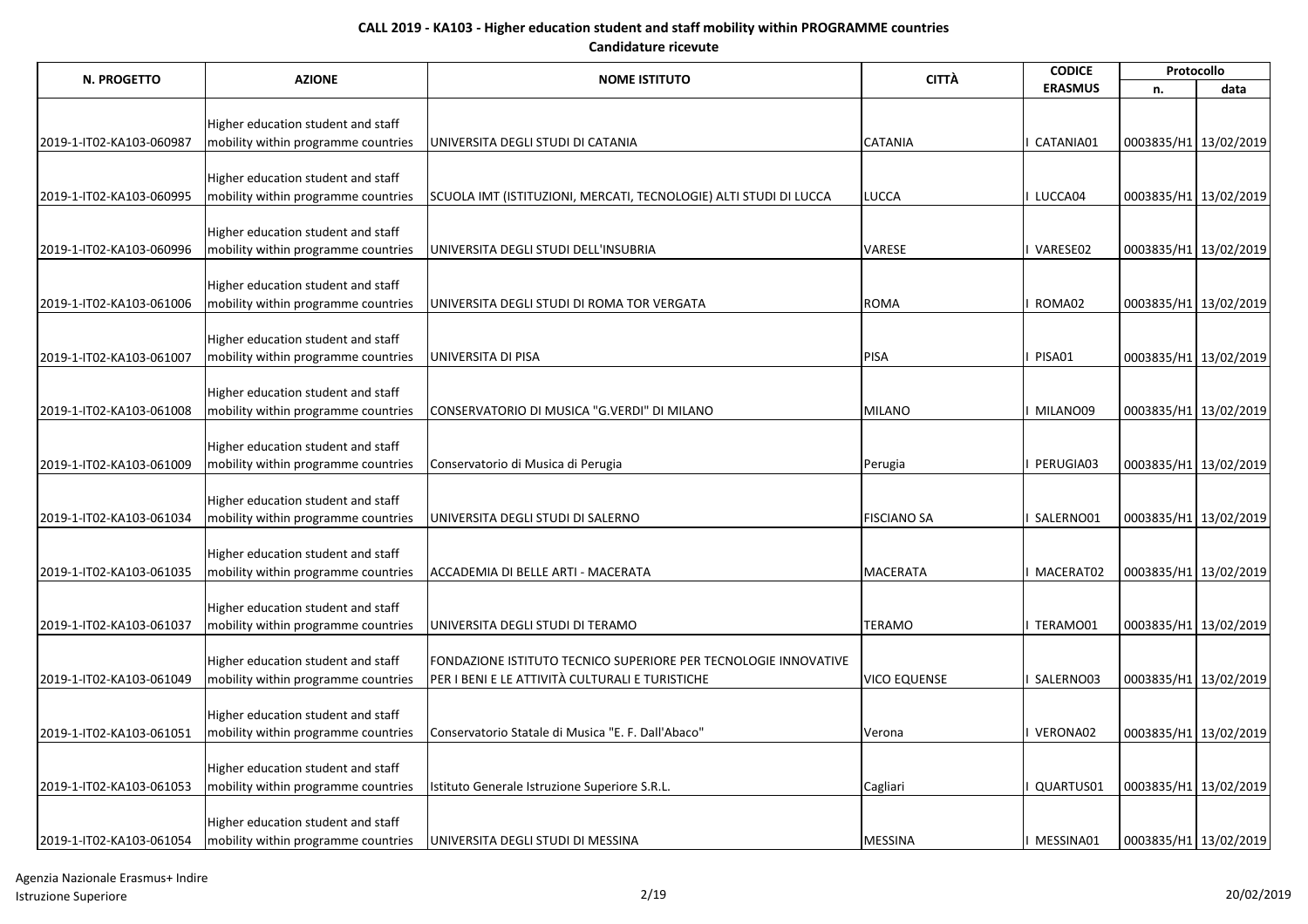**CALL 2019 - KA103 - Higher education student and staff mobility within PROGRAMME countries**

**Candidature ricevute**

| N. PROGETTO | AZIONE | NOME ISTITUTO | CITTÀ | CODICE ERASMUS | Protocollo | |
|---|---|---|---|---|---|---|
| | | | | | n. | data |
| 2019-1-IT02-KA103-060987 | Higher education student and staff mobility within programme countries | UNIVERSITA DEGLI STUDI DI CATANIA | CATANIA | I CATANIA01 | 0003835/H1 | 13/02/2019 |
| 2019-1-IT02-KA103-060995 | Higher education student and staff mobility within programme countries | SCUOLA IMT (ISTITUZIONI, MERCATI, TECNOLOGIE) ALTI STUDI DI LUCCA | LUCCA | I LUCCA04 | 0003835/H1 | 13/02/2019 |
| 2019-1-IT02-KA103-060996 | Higher education student and staff mobility within programme countries | UNIVERSITA DEGLI STUDI DELL'INSUBRIA | VARESE | I VARESE02 | 0003835/H1 | 13/02/2019 |
| 2019-1-IT02-KA103-061006 | Higher education student and staff mobility within programme countries | UNIVERSITA DEGLI STUDI DI ROMA TOR VERGATA | ROMA | I ROMA02 | 0003835/H1 | 13/02/2019 |
| 2019-1-IT02-KA103-061007 | Higher education student and staff mobility within programme countries | UNIVERSITA DI PISA | PISA | I PISA01 | 0003835/H1 | 13/02/2019 |
| 2019-1-IT02-KA103-061008 | Higher education student and staff mobility within programme countries | CONSERVATORIO DI MUSICA "G.VERDI" DI MILANO | MILANO | I MILANO09 | 0003835/H1 | 13/02/2019 |
| 2019-1-IT02-KA103-061009 | Higher education student and staff mobility within programme countries | Conservatorio di Musica di Perugia | Perugia | I PERUGIA03 | 0003835/H1 | 13/02/2019 |
| 2019-1-IT02-KA103-061034 | Higher education student and staff mobility within programme countries | UNIVERSITA DEGLI STUDI DI SALERNO | FISCIANO SA | I SALERNO01 | 0003835/H1 | 13/02/2019 |
| 2019-1-IT02-KA103-061035 | Higher education student and staff mobility within programme countries | ACCADEMIA DI BELLE ARTI - MACERATA | MACERATA | I MACERAT02 | 0003835/H1 | 13/02/2019 |
| 2019-1-IT02-KA103-061037 | Higher education student and staff mobility within programme countries | UNIVERSITA DEGLI STUDI DI TERAMO | TERAMO | I TERAMO01 | 0003835/H1 | 13/02/2019 |
| 2019-1-IT02-KA103-061049 | Higher education student and staff mobility within programme countries | FONDAZIONE ISTITUTO TECNICO SUPERIORE PER TECNOLOGIE INNOVATIVE PER I BENI E LE ATTIVITÀ CULTURALI E TURISTICHE | VICO EQUENSE | I SALERNO03 | 0003835/H1 | 13/02/2019 |
| 2019-1-IT02-KA103-061051 | Higher education student and staff mobility within programme countries | Conservatorio Statale di Musica "E. F. Dall'Abaco" | Verona | I VERONA02 | 0003835/H1 | 13/02/2019 |
| 2019-1-IT02-KA103-061053 | Higher education student and staff mobility within programme countries | Istituto Generale Istruzione Superiore S.R.L. | Cagliari | I QUARTUS01 | 0003835/H1 | 13/02/2019 |
| 2019-1-IT02-KA103-061054 | Higher education student and staff mobility within programme countries | UNIVERSITA DEGLI STUDI DI MESSINA | MESSINA | I MESSINA01 | 0003835/H1 | 13/02/2019 |

Agenzia Nazionale Erasmus+ Indire
Istruzione Superiore

20/02/2019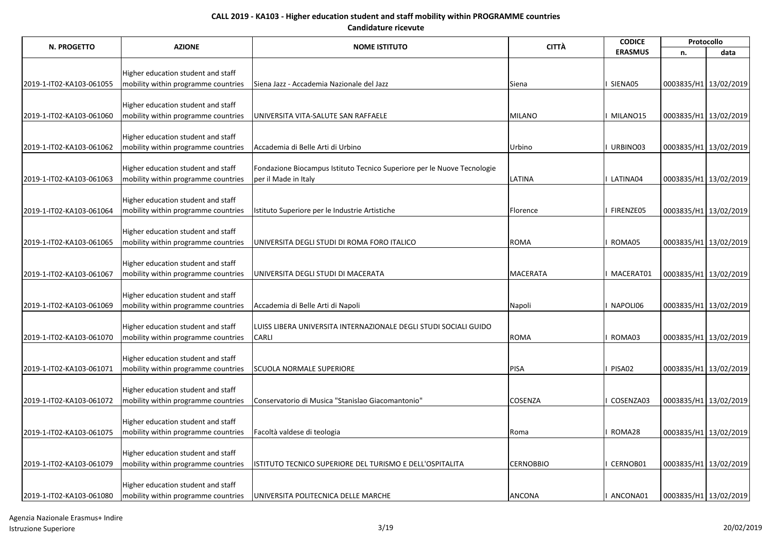**CALL 2019 - KA103 - Higher education student and staff mobility within PROGRAMME countries**

**Candidature ricevute**

| N. PROGETTO | AZIONE | NOME ISTITUTO | CITTÀ | CODICE ERASMUS | Protocollo | |
|---|---|---|---|---|---|---|
| | | | | | n. | data |
| 2019-1-IT02-KA103-061055 | Higher education student and staff mobility within programme countries | Siena Jazz - Accademia Nazionale del Jazz | Siena | I SIENA05 | 0003835/H1 | 13/02/2019 |
| 2019-1-IT02-KA103-061060 | Higher education student and staff mobility within programme countries | UNIVERSITA VITA-SALUTE SAN RAFFAELE | MILANO | I MILANO15 | 0003835/H1 | 13/02/2019 |
| 2019-1-IT02-KA103-061062 | Higher education student and staff mobility within programme countries | Accademia di Belle Arti di Urbino | Urbino | I URBINO03 | 0003835/H1 | 13/02/2019 |
| 2019-1-IT02-KA103-061063 | Higher education student and staff mobility within programme countries | Fondazione Biocampus Istituto Tecnico Superiore per le Nuove Tecnologie per il Made in Italy | LATINA | I LATINA04 | 0003835/H1 | 13/02/2019 |
| 2019-1-IT02-KA103-061064 | Higher education student and staff mobility within programme countries | Istituto Superiore per le Industrie Artistiche | Florence | I FIRENZE05 | 0003835/H1 | 13/02/2019 |
| 2019-1-IT02-KA103-061065 | Higher education student and staff mobility within programme countries | UNIVERSITA DEGLI STUDI DI ROMA FORO ITALICO | ROMA | I ROMA05 | 0003835/H1 | 13/02/2019 |
| 2019-1-IT02-KA103-061067 | Higher education student and staff mobility within programme countries | UNIVERSITA DEGLI STUDI DI MACERATA | MACERATA | I MACERAT01 | 0003835/H1 | 13/02/2019 |
| 2019-1-IT02-KA103-061069 | Higher education student and staff mobility within programme countries | Accademia di Belle Arti di Napoli | Napoli | I NAPOLI06 | 0003835/H1 | 13/02/2019 |
| 2019-1-IT02-KA103-061070 | Higher education student and staff mobility within programme countries | LUISS LIBERA UNIVERSITA INTERNAZIONALE DEGLI STUDI SOCIALI GUIDO CARLI | ROMA | I ROMA03 | 0003835/H1 | 13/02/2019 |
| 2019-1-IT02-KA103-061071 | Higher education student and staff mobility within programme countries | SCUOLA NORMALE SUPERIORE | PISA | I PISA02 | 0003835/H1 | 13/02/2019 |
| 2019-1-IT02-KA103-061072 | Higher education student and staff mobility within programme countries | Conservatorio di Musica "Stanislao Giacomantonio" | COSENZA | I COSENZA03 | 0003835/H1 | 13/02/2019 |
| 2019-1-IT02-KA103-061075 | Higher education student and staff mobility within programme countries | Facoltà valdese di teologia | Roma | I ROMA28 | 0003835/H1 | 13/02/2019 |
| 2019-1-IT02-KA103-061079 | Higher education student and staff mobility within programme countries | ISTITUTO TECNICO SUPERIORE DEL TURISMO E DELL'OSPITALITA | CERNOBBIO | I CERNOB01 | 0003835/H1 | 13/02/2019 |
| 2019-1-IT02-KA103-061080 | Higher education student and staff mobility within programme countries | UNIVERSITA POLITECNICA DELLE MARCHE | ANCONA | I ANCONA01 | 0003835/H1 | 13/02/2019 |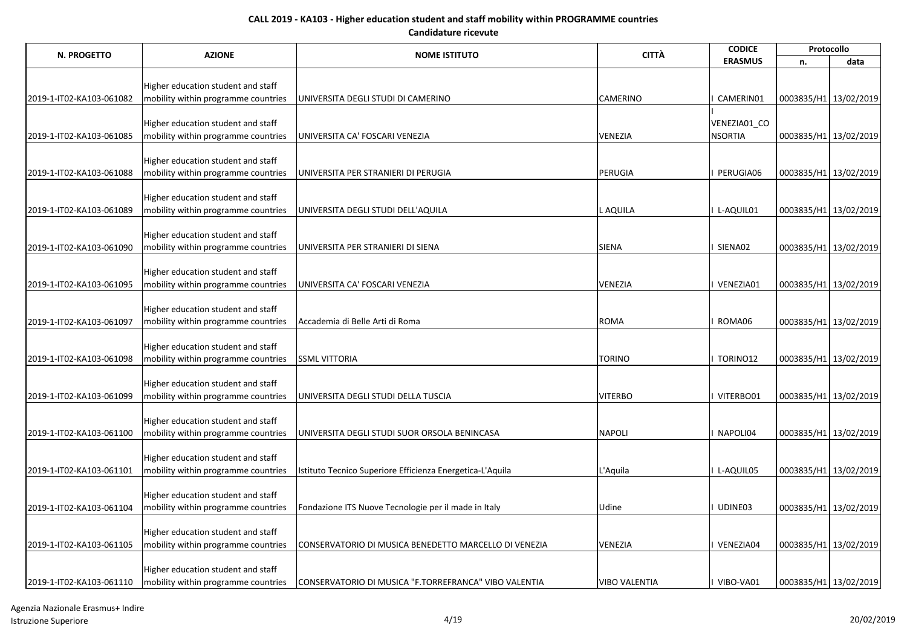**CALL 2019 - KA103 - Higher education student and staff mobility within PROGRAMME countries**

**Candidature ricevute**

| N. PROGETTO | AZIONE | NOME ISTITUTO | CITTÀ | CODICE ERASMUS | Protocollo | |
|---|---|---|---|---|---|---|
| | | | | | n. | data |
| 2019-1-IT02-KA103-061082 | Higher education student and staff mobility within programme countries | UNIVERSITA DEGLI STUDI DI CAMERINO | CAMERINO | I CAMERIN01 | 0003835/H1 | 13/02/2019 |
| 2019-1-IT02-KA103-061085 | Higher education student and staff mobility within programme countries | UNIVERSITA CA' FOSCARI VENEZIA | VENEZIA | I VENEZIA01_CONSORTIA | 0003835/H1 | 13/02/2019 |
| 2019-1-IT02-KA103-061088 | Higher education student and staff mobility within programme countries | UNIVERSITA PER STRANIERI DI PERUGIA | PERUGIA | I PERUGIA06 | 0003835/H1 | 13/02/2019 |
| 2019-1-IT02-KA103-061089 | Higher education student and staff mobility within programme countries | UNIVERSITA DEGLI STUDI DELL'AQUILA | L AQUILA | I L-AQUIL01 | 0003835/H1 | 13/02/2019 |
| 2019-1-IT02-KA103-061090 | Higher education student and staff mobility within programme countries | UNIVERSITA PER STRANIERI DI SIENA | SIENA | I SIENA02 | 0003835/H1 | 13/02/2019 |
| 2019-1-IT02-KA103-061095 | Higher education student and staff mobility within programme countries | UNIVERSITA CA' FOSCARI VENEZIA | VENEZIA | I VENEZIA01 | 0003835/H1 | 13/02/2019 |
| 2019-1-IT02-KA103-061097 | Higher education student and staff mobility within programme countries | Accademia di Belle Arti di Roma | ROMA | I ROMA06 | 0003835/H1 | 13/02/2019 |
| 2019-1-IT02-KA103-061098 | Higher education student and staff mobility within programme countries | SSML VITTORIA | TORINO | I TORINO12 | 0003835/H1 | 13/02/2019 |
| 2019-1-IT02-KA103-061099 | Higher education student and staff mobility within programme countries | UNIVERSITA DEGLI STUDI DELLA TUSCIA | VITERBO | I VITERBO01 | 0003835/H1 | 13/02/2019 |
| 2019-1-IT02-KA103-061100 | Higher education student and staff mobility within programme countries | UNIVERSITA DEGLI STUDI SUOR ORSOLA BENINCASA | NAPOLI | I NAPOLI04 | 0003835/H1 | 13/02/2019 |
| 2019-1-IT02-KA103-061101 | Higher education student and staff mobility within programme countries | Istituto Tecnico Superiore Efficienza Energetica-L'Aquila | L'Aquila | I L-AQUIL05 | 0003835/H1 | 13/02/2019 |
| 2019-1-IT02-KA103-061104 | Higher education student and staff mobility within programme countries | Fondazione ITS Nuove Tecnologie per il made in Italy | Udine | I UDINE03 | 0003835/H1 | 13/02/2019 |
| 2019-1-IT02-KA103-061105 | Higher education student and staff mobility within programme countries | CONSERVATORIO DI MUSICA BENEDETTO MARCELLO DI VENEZIA | VENEZIA | I VENEZIA04 | 0003835/H1 | 13/02/2019 |
| 2019-1-IT02-KA103-061110 | Higher education student and staff mobility within programme countries | CONSERVATORIO DI MUSICA "F.TORREFRANCA" VIBO VALENTIA | VIBO VALENTIA | I VIBO-VA01 | 0003835/H1 | 13/02/2019 |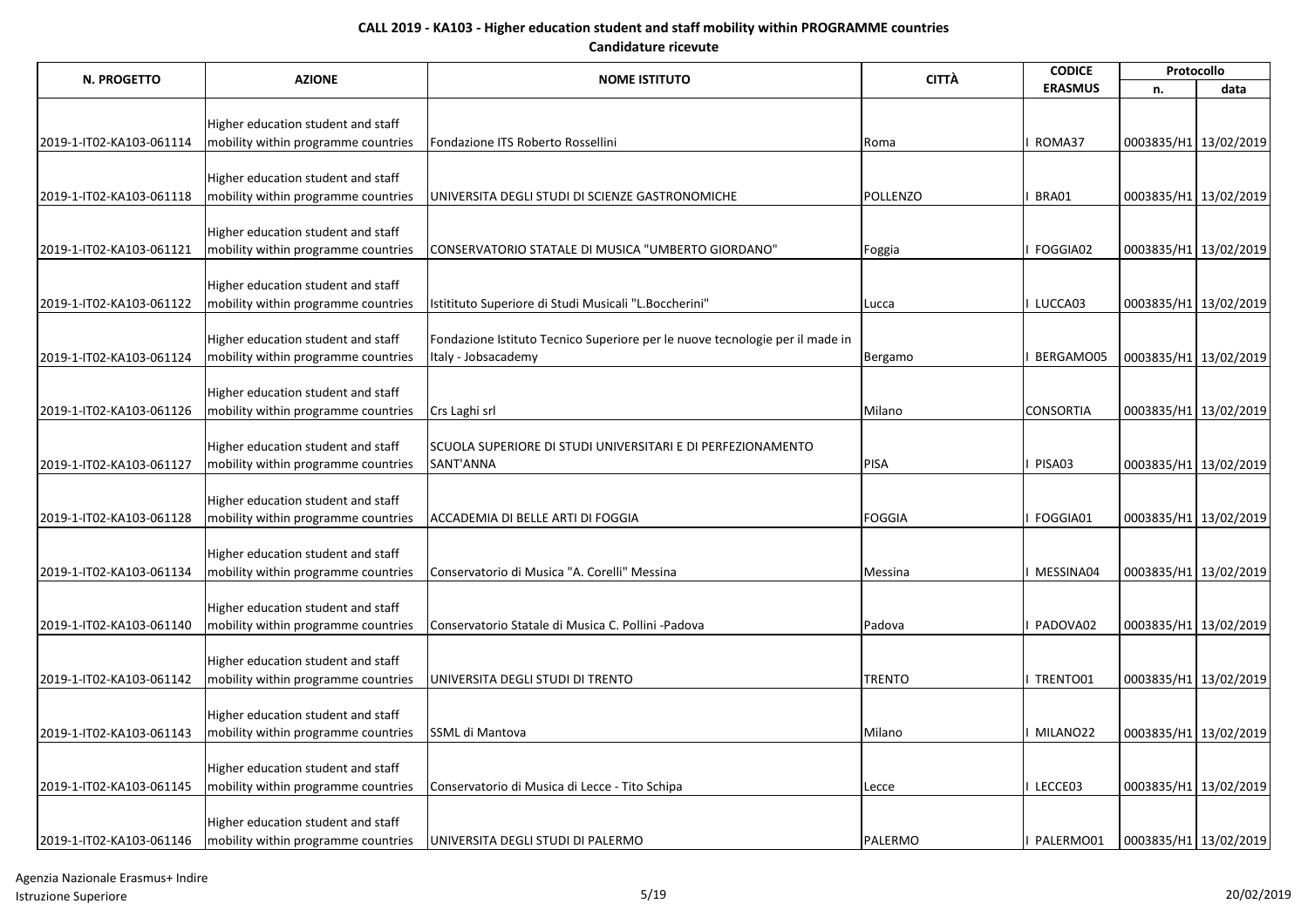**CALL 2019 - KA103 - Higher education student and staff mobility within PROGRAMME countries**

**Candidature ricevute**

| N. PROGETTO | AZIONE | NOME ISTITUTO | CITTÀ | CODICE ERASMUS | Protocollo | |
|---|---|---|---|---|---|---|
| | | | | | n. | data |
| 2019-1-IT02-KA103-061114 | Higher education student and staff mobility within programme countries | Fondazione ITS Roberto Rossellini | Roma | I ROMA37 | 0003835/H1 | 13/02/2019 |
| 2019-1-IT02-KA103-061118 | Higher education student and staff mobility within programme countries | UNIVERSITA DEGLI STUDI DI SCIENZE GASTRONOMICHE | POLLENZO | I BRA01 | 0003835/H1 | 13/02/2019 |
| 2019-1-IT02-KA103-061121 | Higher education student and staff mobility within programme countries | CONSERVATORIO STATALE DI MUSICA "UMBERTO GIORDANO" | Foggia | I FOGGIA02 | 0003835/H1 | 13/02/2019 |
| 2019-1-IT02-KA103-061122 | Higher education student and staff mobility within programme countries | Istitituto Superiore di Studi Musicali "L.Boccherini" | Lucca | I LUCCA03 | 0003835/H1 | 13/02/2019 |
| 2019-1-IT02-KA103-061124 | Higher education student and staff mobility within programme countries | Fondazione Istituto Tecnico Superiore per le nuove tecnologie per il made in Italy - Jobsacademy | Bergamo | I BERGAMO05 | 0003835/H1 | 13/02/2019 |
| 2019-1-IT02-KA103-061126 | Higher education student and staff mobility within programme countries | Crs Laghi srl | Milano | CONSORTIA | 0003835/H1 | 13/02/2019 |
| 2019-1-IT02-KA103-061127 | Higher education student and staff mobility within programme countries | SCUOLA SUPERIORE DI STUDI UNIVERSITARI E DI PERFEZIONAMENTO SANT'ANNA | PISA | I PISA03 | 0003835/H1 | 13/02/2019 |
| 2019-1-IT02-KA103-061128 | Higher education student and staff mobility within programme countries | ACCADEMIA DI BELLE ARTI DI FOGGIA | FOGGIA | I FOGGIA01 | 0003835/H1 | 13/02/2019 |
| 2019-1-IT02-KA103-061134 | Higher education student and staff mobility within programme countries | Conservatorio di Musica "A. Corelli" Messina | Messina | I MESSINA04 | 0003835/H1 | 13/02/2019 |
| 2019-1-IT02-KA103-061140 | Higher education student and staff mobility within programme countries | Conservatorio Statale di Musica C. Pollini -Padova | Padova | I PADOVA02 | 0003835/H1 | 13/02/2019 |
| 2019-1-IT02-KA103-061142 | Higher education student and staff mobility within programme countries | UNIVERSITA DEGLI STUDI DI TRENTO | TRENTO | I TRENTO01 | 0003835/H1 | 13/02/2019 |
| 2019-1-IT02-KA103-061143 | Higher education student and staff mobility within programme countries | SSML di Mantova | Milano | I MILANO22 | 0003835/H1 | 13/02/2019 |
| 2019-1-IT02-KA103-061145 | Higher education student and staff mobility within programme countries | Conservatorio di Musica di Lecce - Tito Schipa | Lecce | I LECCE03 | 0003835/H1 | 13/02/2019 |
| 2019-1-IT02-KA103-061146 | Higher education student and staff mobility within programme countries | UNIVERSITA DEGLI STUDI DI PALERMO | PALERMO | I PALERMO01 | 0003835/H1 | 13/02/2019 |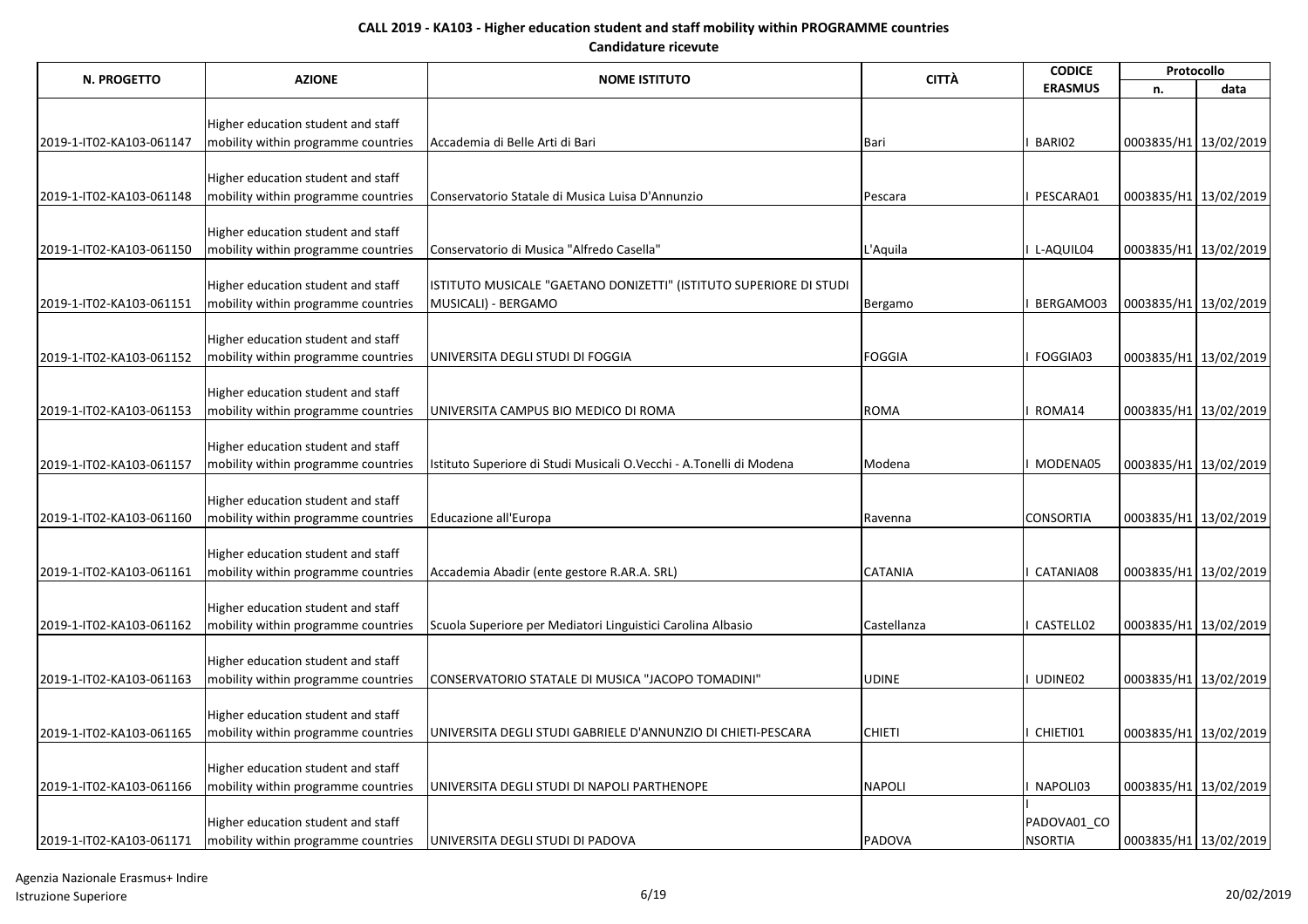**CALL 2019 - KA103 - Higher education student and staff mobility within PROGRAMME countries**

**Candidature ricevute**

| N. PROGETTO | AZIONE | NOME ISTITUTO | CITTÀ | CODICE ERASMUS | Protocollo | |
|---|---|---|---|---|---|---|
| | | | | | n. | data |
| 2019-1-IT02-KA103-061147 | Higher education student and staff mobility within programme countries | Accademia di Belle Arti di Bari | Bari | I BARI02 | 0003835/H1 | 13/02/2019 |
| 2019-1-IT02-KA103-061148 | Higher education student and staff mobility within programme countries | Conservatorio Statale di Musica Luisa D'Annunzio | Pescara | I PESCARA01 | 0003835/H1 | 13/02/2019 |
| 2019-1-IT02-KA103-061150 | Higher education student and staff mobility within programme countries | Conservatorio di Musica "Alfredo Casella" | L'Aquila | I L-AQUIL04 | 0003835/H1 | 13/02/2019 |
| 2019-1-IT02-KA103-061151 | Higher education student and staff mobility within programme countries | ISTITUTO MUSICALE "GAETANO DONIZETTI" (ISTITUTO SUPERIORE DI STUDI MUSICALI) - BERGAMO | Bergamo | I BERGAMO03 | 0003835/H1 | 13/02/2019 |
| 2019-1-IT02-KA103-061152 | Higher education student and staff mobility within programme countries | UNIVERSITA DEGLI STUDI DI FOGGIA | FOGGIA | I FOGGIA03 | 0003835/H1 | 13/02/2019 |
| 2019-1-IT02-KA103-061153 | Higher education student and staff mobility within programme countries | UNIVERSITA CAMPUS BIO MEDICO DI ROMA | ROMA | I ROMA14 | 0003835/H1 | 13/02/2019 |
| 2019-1-IT02-KA103-061157 | Higher education student and staff mobility within programme countries | Istituto Superiore di Studi Musicali O.Vecchi - A.Tonelli di Modena | Modena | I MODENA05 | 0003835/H1 | 13/02/2019 |
| 2019-1-IT02-KA103-061160 | Higher education student and staff mobility within programme countries | Educazione all'Europa | Ravenna | CONSORTIA | 0003835/H1 | 13/02/2019 |
| 2019-1-IT02-KA103-061161 | Higher education student and staff mobility within programme countries | Accademia Abadir (ente gestore R.AR.A. SRL) | CATANIA | I CATANIA08 | 0003835/H1 | 13/02/2019 |
| 2019-1-IT02-KA103-061162 | Higher education student and staff mobility within programme countries | Scuola Superiore per Mediatori Linguistici Carolina Albasio | Castellanza | I CASTELL02 | 0003835/H1 | 13/02/2019 |
| 2019-1-IT02-KA103-061163 | Higher education student and staff mobility within programme countries | CONSERVATORIO STATALE DI MUSICA "JACOPO TOMADINI" | UDINE | I UDINE02 | 0003835/H1 | 13/02/2019 |
| 2019-1-IT02-KA103-061165 | Higher education student and staff mobility within programme countries | UNIVERSITA DEGLI STUDI GABRIELE D'ANNUNZIO DI CHIETI-PESCARA | CHIETI | I CHIETI01 | 0003835/H1 | 13/02/2019 |
| 2019-1-IT02-KA103-061166 | Higher education student and staff mobility within programme countries | UNIVERSITA DEGLI STUDI DI NAPOLI PARTHENOPE | NAPOLI | I NAPOLI03 | 0003835/H1 | 13/02/2019 |
| 2019-1-IT02-KA103-061171 | Higher education student and staff mobility within programme countries | UNIVERSITA DEGLI STUDI DI PADOVA | PADOVA | I PADOVA01_CONSORTIA | 0003835/H1 | 13/02/2019 |

Agenzia Nazionale Erasmus+ Indire
Istruzione Superiore

20/02/2019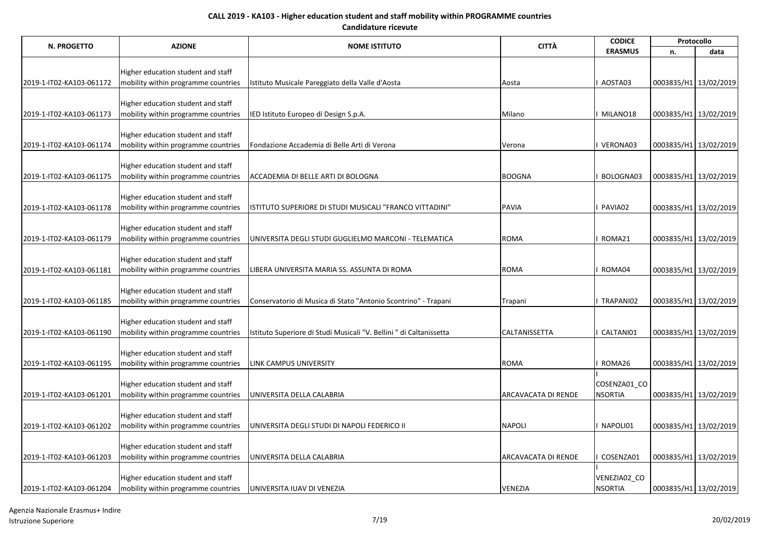# CALL 2019 - KA103 - Higher education student and staff mobility within PROGRAMME countries

## Candidature ricevute

| N. PROGETTO | AZIONE | NOME ISTITUTO | CITTÀ | CODICE ERASMUS | Protocollo | |
|---|---|---|---|---|---|---|
| | | | | | n. | data |
| 2019-1-IT02-KA103-061172 | Higher education student and staff mobility within programme countries | Istituto Musicale Pareggiato della Valle d'Aosta | Aosta | I AOSTA03 | 0003835/H1 | 13/02/2019 |
| 2019-1-IT02-KA103-061173 | Higher education student and staff mobility within programme countries | IED Istituto Europeo di Design S.p.A. | Milano | I MILANO18 | 0003835/H1 | 13/02/2019 |
| 2019-1-IT02-KA103-061174 | Higher education student and staff mobility within programme countries | Fondazione Accademia di Belle Arti di Verona | Verona | I VERONA03 | 0003835/H1 | 13/02/2019 |
| 2019-1-IT02-KA103-061175 | Higher education student and staff mobility within programme countries | ACCADEMIA DI BELLE ARTI DI BOLOGNA | BOOGNA | I BOLOGNA03 | 0003835/H1 | 13/02/2019 |
| 2019-1-IT02-KA103-061178 | Higher education student and staff mobility within programme countries | ISTITUTO SUPERIORE DI STUDI MUSICALI "FRANCO VITTADINI" | PAVIA | I PAVIA02 | 0003835/H1 | 13/02/2019 |
| 2019-1-IT02-KA103-061179 | Higher education student and staff mobility within programme countries | UNIVERSITA DEGLI STUDI GUGLIELMO MARCONI - TELEMATICA | ROMA | I ROMA21 | 0003835/H1 | 13/02/2019 |
| 2019-1-IT02-KA103-061181 | Higher education student and staff mobility within programme countries | LIBERA UNIVERSITA MARIA SS. ASSUNTA DI ROMA | ROMA | I ROMA04 | 0003835/H1 | 13/02/2019 |
| 2019-1-IT02-KA103-061185 | Higher education student and staff mobility within programme countries | Conservatorio di Musica di Stato "Antonio Scontrino" - Trapani | Trapani | I TRAPANI02 | 0003835/H1 | 13/02/2019 |
| 2019-1-IT02-KA103-061190 | Higher education student and staff mobility within programme countries | Istituto Superiore di Studi Musicali "V. Bellini " di Caltanissetta | CALTANISSETTA | I CALTANI01 | 0003835/H1 | 13/02/2019 |
| 2019-1-IT02-KA103-061195 | Higher education student and staff mobility within programme countries | LINK CAMPUS UNIVERSITY | ROMA | I ROMA26 | 0003835/H1 | 13/02/2019 |
| 2019-1-IT02-KA103-061201 | Higher education student and staff mobility within programme countries | UNIVERSITA DELLA CALABRIA | ARCAVACATA DI RENDE | I COSENZA01_CONSORTIA | 0003835/H1 | 13/02/2019 |
| 2019-1-IT02-KA103-061202 | Higher education student and staff mobility within programme countries | UNIVERSITA DEGLI STUDI DI NAPOLI FEDERICO II | NAPOLI | I NAPOLI01 | 0003835/H1 | 13/02/2019 |
| 2019-1-IT02-KA103-061203 | Higher education student and staff mobility within programme countries | UNIVERSITA DELLA CALABRIA | ARCAVACATA DI RENDE | I COSENZA01 | 0003835/H1 | 13/02/2019 |
| 2019-1-IT02-KA103-061204 | Higher education student and staff mobility within programme countries | UNIVERSITA IUAV DI VENEZIA | VENEZIA | I VENEZIA02_CONSORTIA | 0003835/H1 | 13/02/2019 |

Agenzia Nazionale Erasmus+ Indire
Istruzione Superiore

20/02/2019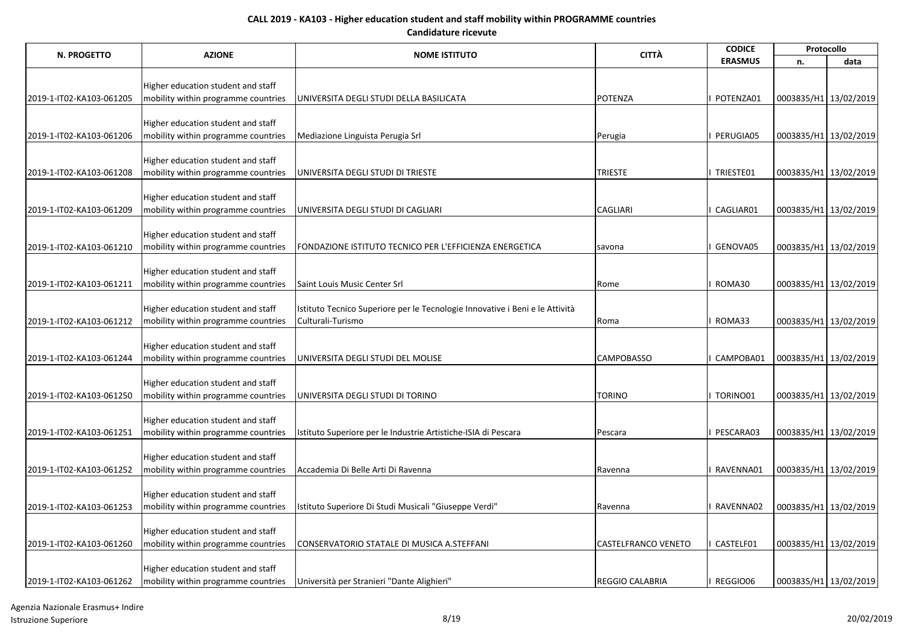**CALL 2019 - KA103 - Higher education student and staff mobility within PROGRAMME countries**

**Candidature ricevute**

| N. PROGETTO | AZIONE | NOME ISTITUTO | CITTÀ | CODICE ERASMUS | Protocollo | |
|---|---|---|---|---|---|---|
| | | | | | n. | data |
| 2019-1-IT02-KA103-061205 | Higher education student and staff mobility within programme countries | UNIVERSITA DEGLI STUDI DELLA BASILICATA | POTENZA | I POTENZA01 | 0003835/H1 | 13/02/2019 |
| 2019-1-IT02-KA103-061206 | Higher education student and staff mobility within programme countries | Mediazione Linguista Perugia Srl | Perugia | I PERUGIA05 | 0003835/H1 | 13/02/2019 |
| 2019-1-IT02-KA103-061208 | Higher education student and staff mobility within programme countries | UNIVERSITA DEGLI STUDI DI TRIESTE | TRIESTE | I TRIESTE01 | 0003835/H1 | 13/02/2019 |
| 2019-1-IT02-KA103-061209 | Higher education student and staff mobility within programme countries | UNIVERSITA DEGLI STUDI DI CAGLIARI | CAGLIARI | I CAGLIAR01 | 0003835/H1 | 13/02/2019 |
| 2019-1-IT02-KA103-061210 | Higher education student and staff mobility within programme countries | FONDAZIONE ISTITUTO TECNICO PER L'EFFICIENZA ENERGETICA | savona | I GENOVA05 | 0003835/H1 | 13/02/2019 |
| 2019-1-IT02-KA103-061211 | Higher education student and staff mobility within programme countries | Saint Louis Music Center Srl | Rome | I ROMA30 | 0003835/H1 | 13/02/2019 |
| 2019-1-IT02-KA103-061212 | Higher education student and staff mobility within programme countries | Istituto Tecnico Superiore per le Tecnologie Innovative i Beni e le Attività Culturali-Turismo | Roma | I ROMA33 | 0003835/H1 | 13/02/2019 |
| 2019-1-IT02-KA103-061244 | Higher education student and staff mobility within programme countries | UNIVERSITA DEGLI STUDI DEL MOLISE | CAMPOBASSO | I CAMPOBA01 | 0003835/H1 | 13/02/2019 |
| 2019-1-IT02-KA103-061250 | Higher education student and staff mobility within programme countries | UNIVERSITA DEGLI STUDI DI TORINO | TORINO | I TORINO01 | 0003835/H1 | 13/02/2019 |
| 2019-1-IT02-KA103-061251 | Higher education student and staff mobility within programme countries | Istituto Superiore per le Industrie Artistiche-ISIA di Pescara | Pescara | I PESCARA03 | 0003835/H1 | 13/02/2019 |
| 2019-1-IT02-KA103-061252 | Higher education student and staff mobility within programme countries | Accademia Di Belle Arti Di Ravenna | Ravenna | I RAVENNA01 | 0003835/H1 | 13/02/2019 |
| 2019-1-IT02-KA103-061253 | Higher education student and staff mobility within programme countries | Istituto Superiore Di Studi Musicali "Giuseppe Verdi" | Ravenna | I RAVENNA02 | 0003835/H1 | 13/02/2019 |
| 2019-1-IT02-KA103-061260 | Higher education student and staff mobility within programme countries | CONSERVATORIO STATALE DI MUSICA A.STEFFANI | CASTELFRANCO VENETO | I CASTELF01 | 0003835/H1 | 13/02/2019 |
| 2019-1-IT02-KA103-061262 | Higher education student and staff mobility within programme countries | Università per Stranieri "Dante Alighieri" | REGGIO CALABRIA | I REGGIO06 | 0003835/H1 | 13/02/2019 |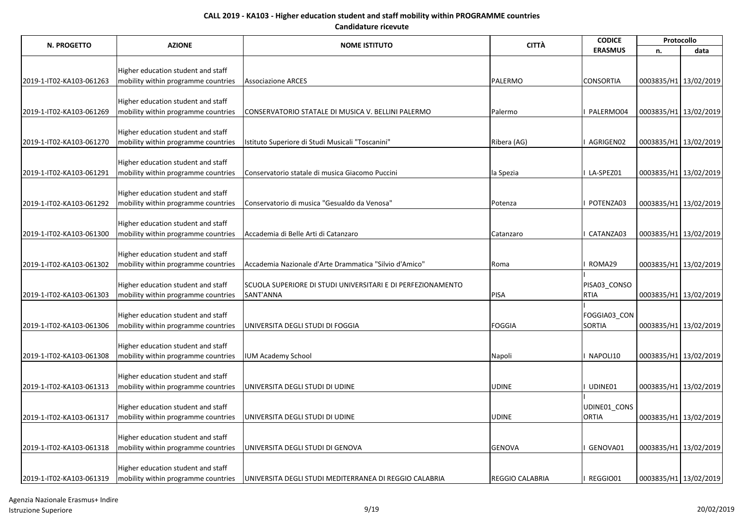**CALL 2019 - KA103 - Higher education student and staff mobility within PROGRAMME countries**

**Candidature ricevute**

| N. PROGETTO | AZIONE | NOME ISTITUTO | CITTÀ | CODICE ERASMUS | Protocollo | |
|---|---|---|---|---|---|---|
| | | | | | n. | data |
| 2019-1-IT02-KA103-061263 | Higher education student and staff mobility within programme countries | Associazione ARCES | PALERMO | CONSORTIA | 0003835/H1 | 13/02/2019 |
| 2019-1-IT02-KA103-061269 | Higher education student and staff mobility within programme countries | CONSERVATORIO STATALE DI MUSICA V. BELLINI PALERMO | Palermo | I PALERMO04 | 0003835/H1 | 13/02/2019 |
| 2019-1-IT02-KA103-061270 | Higher education student and staff mobility within programme countries | Istituto Superiore di Studi Musicali "Toscanini" | Ribera (AG) | I AGRIGEN02 | 0003835/H1 | 13/02/2019 |
| 2019-1-IT02-KA103-061291 | Higher education student and staff mobility within programme countries | Conservatorio statale di musica Giacomo Puccini | la Spezia | I LA-SPEZ01 | 0003835/H1 | 13/02/2019 |
| 2019-1-IT02-KA103-061292 | Higher education student and staff mobility within programme countries | Conservatorio di musica "Gesualdo da Venosa" | Potenza | I POTENZA03 | 0003835/H1 | 13/02/2019 |
| 2019-1-IT02-KA103-061300 | Higher education student and staff mobility within programme countries | Accademia di Belle Arti di Catanzaro | Catanzaro | I CATANZA03 | 0003835/H1 | 13/02/2019 |
| 2019-1-IT02-KA103-061302 | Higher education student and staff mobility within programme countries | Accademia Nazionale d'Arte Drammatica "Silvio d'Amico" | Roma | I ROMA29 | 0003835/H1 | 13/02/2019 |
| 2019-1-IT02-KA103-061303 | Higher education student and staff mobility within programme countries | SCUOLA SUPERIORE DI STUDI UNIVERSITARI E DI PERFEZIONAMENTO SANT'ANNA | PISA | I PISA03_CONSORTIA | 0003835/H1 | 13/02/2019 |
| 2019-1-IT02-KA103-061306 | Higher education student and staff mobility within programme countries | UNIVERSITA DEGLI STUDI DI FOGGIA | FOGGIA | I FOGGIA03_CONSORTIA | 0003835/H1 | 13/02/2019 |
| 2019-1-IT02-KA103-061308 | Higher education student and staff mobility within programme countries | IUM Academy School | Napoli | I NAPOLI10 | 0003835/H1 | 13/02/2019 |
| 2019-1-IT02-KA103-061313 | Higher education student and staff mobility within programme countries | UNIVERSITA DEGLI STUDI DI UDINE | UDINE | I UDINE01 | 0003835/H1 | 13/02/2019 |
| 2019-1-IT02-KA103-061317 | Higher education student and staff mobility within programme countries | UNIVERSITA DEGLI STUDI DI UDINE | UDINE | I UDINE01_CONSORTIA | 0003835/H1 | 13/02/2019 |
| 2019-1-IT02-KA103-061318 | Higher education student and staff mobility within programme countries | UNIVERSITA DEGLI STUDI DI GENOVA | GENOVA | I GENOVA01 | 0003835/H1 | 13/02/2019 |
| 2019-1-IT02-KA103-061319 | Higher education student and staff mobility within programme countries | UNIVERSITA DEGLI STUDI MEDITERRANEA DI REGGIO CALABRIA | REGGIO CALABRIA | I REGGIO01 | 0003835/H1 | 13/02/2019 |

Agenzia Nazionale Erasmus+ Indire
Istruzione Superiore

20/02/2019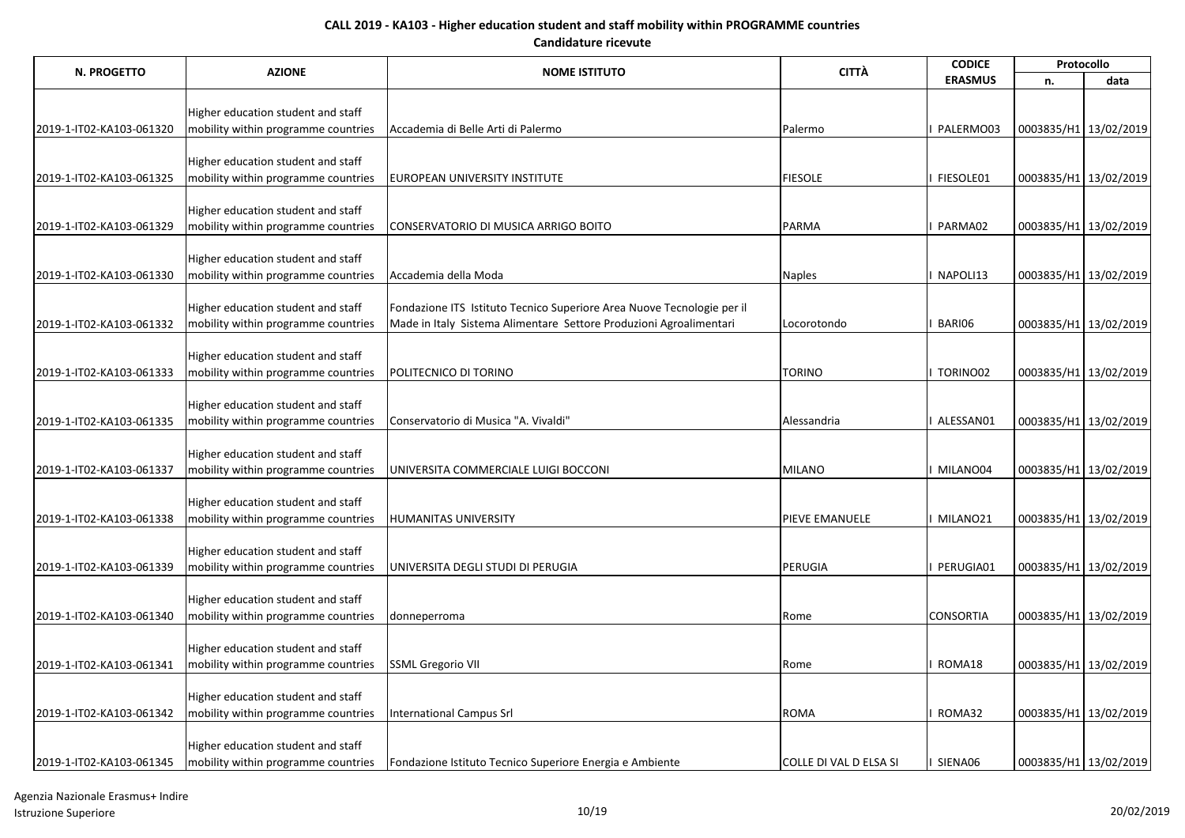**CALL 2019 - KA103 - Higher education student and staff mobility within PROGRAMME countries**

**Candidature ricevute**

| N. PROGETTO | AZIONE | NOME ISTITUTO | CITTÀ | CODICE ERASMUS | Protocollo | |
|---|---|---|---|---|---|---|
| | | | | | n. | data |
| 2019-1-IT02-KA103-061320 | Higher education student and staff mobility within programme countries | Accademia di Belle Arti di Palermo | Palermo | I PALERMO03 | 0003835/H1 | 13/02/2019 |
| 2019-1-IT02-KA103-061325 | Higher education student and staff mobility within programme countries | EUROPEAN UNIVERSITY INSTITUTE | FIESOLE | I FIESOLE01 | 0003835/H1 | 13/02/2019 |
| 2019-1-IT02-KA103-061329 | Higher education student and staff mobility within programme countries | CONSERVATORIO DI MUSICA ARRIGO BOITO | PARMA | I PARMA02 | 0003835/H1 | 13/02/2019 |
| 2019-1-IT02-KA103-061330 | Higher education student and staff mobility within programme countries | Accademia della Moda | Naples | I NAPOLI13 | 0003835/H1 | 13/02/2019 |
| 2019-1-IT02-KA103-061332 | Higher education student and staff mobility within programme countries | Fondazione ITS Istituto Tecnico Superiore Area Nuove Tecnologie per il Made in Italy Sistema Alimentare Settore Produzioni Agroalimentari | Locorotondo | I BARI06 | 0003835/H1 | 13/02/2019 |
| 2019-1-IT02-KA103-061333 | Higher education student and staff mobility within programme countries | POLITECNICO DI TORINO | TORINO | I TORINO02 | 0003835/H1 | 13/02/2019 |
| 2019-1-IT02-KA103-061335 | Higher education student and staff mobility within programme countries | Conservatorio di Musica "A. Vivaldi" | Alessandria | I ALESSAN01 | 0003835/H1 | 13/02/2019 |
| 2019-1-IT02-KA103-061337 | Higher education student and staff mobility within programme countries | UNIVERSITA COMMERCIALE LUIGI BOCCONI | MILANO | I MILANO04 | 0003835/H1 | 13/02/2019 |
| 2019-1-IT02-KA103-061338 | Higher education student and staff mobility within programme countries | HUMANITAS UNIVERSITY | PIEVE EMANUELE | I MILANO21 | 0003835/H1 | 13/02/2019 |
| 2019-1-IT02-KA103-061339 | Higher education student and staff mobility within programme countries | UNIVERSITA DEGLI STUDI DI PERUGIA | PERUGIA | I PERUGIA01 | 0003835/H1 | 13/02/2019 |
| 2019-1-IT02-KA103-061340 | Higher education student and staff mobility within programme countries | donneperroma | Rome | CONSORTIA | 0003835/H1 | 13/02/2019 |
| 2019-1-IT02-KA103-061341 | Higher education student and staff mobility within programme countries | SSML Gregorio VII | Rome | I ROMA18 | 0003835/H1 | 13/02/2019 |
| 2019-1-IT02-KA103-061342 | Higher education student and staff mobility within programme countries | International Campus Srl | ROMA | I ROMA32 | 0003835/H1 | 13/02/2019 |
| 2019-1-IT02-KA103-061345 | Higher education student and staff mobility within programme countries | Fondazione Istituto Tecnico Superiore Energia e Ambiente | COLLE DI VAL D ELSA SI | I SIENA06 | 0003835/H1 | 13/02/2019 |

Agenzia Nazionale Erasmus+ Indire
Istruzione Superiore

20/02/2019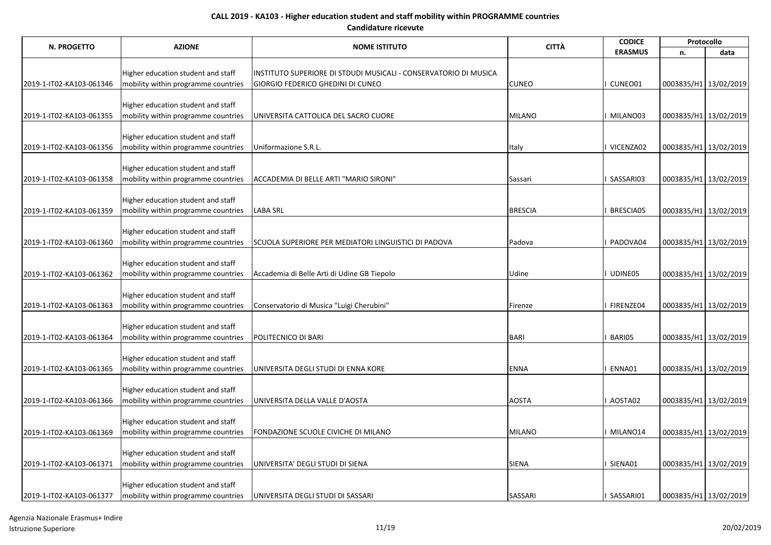**CALL 2019 - KA103 - Higher education student and staff mobility within PROGRAMME countries**

**Candidature ricevute**

| N. PROGETTO | AZIONE | NOME ISTITUTO | CITTÀ | CODICE ERASMUS | Protocollo | |
|---|---|---|---|---|---|---|
| | | | | | n. | data |
| 2019-1-IT02-KA103-061346 | Higher education student and staff mobility within programme countries | INSTITUTO SUPERIORE DI STDUDI MUSICALI - CONSERVATORIO DI MUSICA GIORGIO FEDERICO GHEDINI DI CUNEO | CUNEO | I CUNEO01 | 0003835/H1 | 13/02/2019 |
| 2019-1-IT02-KA103-061355 | Higher education student and staff mobility within programme countries | UNIVERSITA CATTOLICA DEL SACRO CUORE | MILANO | I MILANO03 | 0003835/H1 | 13/02/2019 |
| 2019-1-IT02-KA103-061356 | Higher education student and staff mobility within programme countries | Uniformazione S.R.L. | Italy | I VICENZA02 | 0003835/H1 | 13/02/2019 |
| 2019-1-IT02-KA103-061358 | Higher education student and staff mobility within programme countries | ACCADEMIA DI BELLE ARTI "MARIO SIRONI" | Sassari | I SASSARI03 | 0003835/H1 | 13/02/2019 |
| 2019-1-IT02-KA103-061359 | Higher education student and staff mobility within programme countries | LABA SRL | BRESCIA | I BRESCIA05 | 0003835/H1 | 13/02/2019 |
| 2019-1-IT02-KA103-061360 | Higher education student and staff mobility within programme countries | SCUOLA SUPERIORE PER MEDIATORI LINGUISTICI DI PADOVA | Padova | I PADOVA04 | 0003835/H1 | 13/02/2019 |
| 2019-1-IT02-KA103-061362 | Higher education student and staff mobility within programme countries | Accademia di Belle Arti di Udine GB Tiepolo | Udine | I UDINE05 | 0003835/H1 | 13/02/2019 |
| 2019-1-IT02-KA103-061363 | Higher education student and staff mobility within programme countries | Conservatorio di Musica "Luigi Cherubini" | Firenze | I FIRENZE04 | 0003835/H1 | 13/02/2019 |
| 2019-1-IT02-KA103-061364 | Higher education student and staff mobility within programme countries | POLITECNICO DI BARI | BARI | I BARI05 | 0003835/H1 | 13/02/2019 |
| 2019-1-IT02-KA103-061365 | Higher education student and staff mobility within programme countries | UNIVERSITA DEGLI STUDI DI ENNA KORE | ENNA | I ENNA01 | 0003835/H1 | 13/02/2019 |
| 2019-1-IT02-KA103-061366 | Higher education student and staff mobility within programme countries | UNIVERSITA DELLA VALLE D'AOSTA | AOSTA | I AOSTA02 | 0003835/H1 | 13/02/2019 |
| 2019-1-IT02-KA103-061369 | Higher education student and staff mobility within programme countries | FONDAZIONE SCUOLE CIVICHE DI MILANO | MILANO | I MILANO14 | 0003835/H1 | 13/02/2019 |
| 2019-1-IT02-KA103-061371 | Higher education student and staff mobility within programme countries | UNIVERSITA' DEGLI STUDI DI SIENA | SIENA | I SIENA01 | 0003835/H1 | 13/02/2019 |
| 2019-1-IT02-KA103-061377 | Higher education student and staff mobility within programme countries | UNIVERSITA DEGLI STUDI DI SASSARI | SASSARI | I SASSARI01 | 0003835/H1 | 13/02/2019 |

Agenzia Nazionale Erasmus+ Indire
Istruzione Superiore

20/02/2019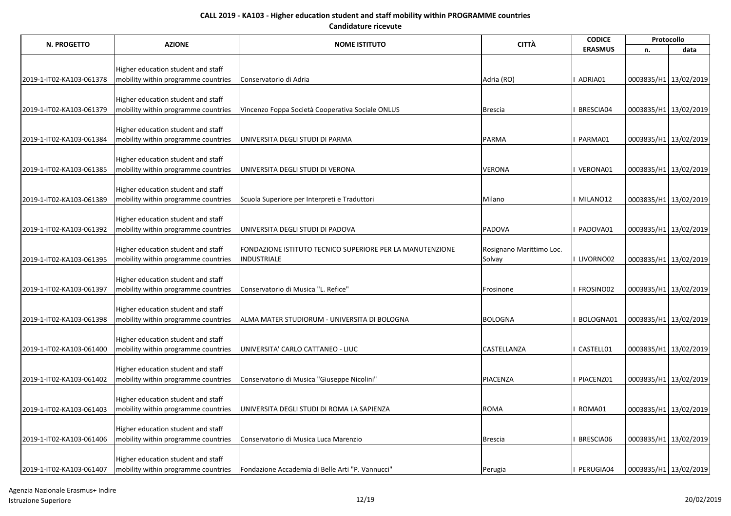**CALL 2019 - KA103 - Higher education student and staff mobility within PROGRAMME countries**

**Candidature ricevute**

| N. PROGETTO | AZIONE | NOME ISTITUTO | CITTÀ | CODICE ERASMUS | Protocollo | |
|---|---|---|---|---|---|---|
| | | | | | n. | data |
| 2019-1-IT02-KA103-061378 | Higher education student and staff mobility within programme countries | Conservatorio di Adria | Adria (RO) | I ADRIA01 | 0003835/H1 | 13/02/2019 |
| 2019-1-IT02-KA103-061379 | Higher education student and staff mobility within programme countries | Vincenzo Foppa Società Cooperativa Sociale ONLUS | Brescia | I BRESCIA04 | 0003835/H1 | 13/02/2019 |
| 2019-1-IT02-KA103-061384 | Higher education student and staff mobility within programme countries | UNIVERSITA DEGLI STUDI DI PARMA | PARMA | I PARMA01 | 0003835/H1 | 13/02/2019 |
| 2019-1-IT02-KA103-061385 | Higher education student and staff mobility within programme countries | UNIVERSITA DEGLI STUDI DI VERONA | VERONA | I VERONA01 | 0003835/H1 | 13/02/2019 |
| 2019-1-IT02-KA103-061389 | Higher education student and staff mobility within programme countries | Scuola Superiore per Interpreti e Traduttori | Milano | I MILANO12 | 0003835/H1 | 13/02/2019 |
| 2019-1-IT02-KA103-061392 | Higher education student and staff mobility within programme countries | UNIVERSITA DEGLI STUDI DI PADOVA | PADOVA | I PADOVA01 | 0003835/H1 | 13/02/2019 |
| 2019-1-IT02-KA103-061395 | Higher education student and staff mobility within programme countries | FONDAZIONE ISTITUTO TECNICO SUPERIORE PER LA MANUTENZIONE INDUSTRIALE | Rosignano Marittimo Loc. Solvay | I LIVORNO02 | 0003835/H1 | 13/02/2019 |
| 2019-1-IT02-KA103-061397 | Higher education student and staff mobility within programme countries | Conservatorio di Musica "L. Refice" | Frosinone | I FROSINO02 | 0003835/H1 | 13/02/2019 |
| 2019-1-IT02-KA103-061398 | Higher education student and staff mobility within programme countries | ALMA MATER STUDIORUM - UNIVERSITA DI BOLOGNA | BOLOGNA | I BOLOGNA01 | 0003835/H1 | 13/02/2019 |
| 2019-1-IT02-KA103-061400 | Higher education student and staff mobility within programme countries | UNIVERSITA' CARLO CATTANEO - LIUC | CASTELLANZA | I CASTELL01 | 0003835/H1 | 13/02/2019 |
| 2019-1-IT02-KA103-061402 | Higher education student and staff mobility within programme countries | Conservatorio di Musica "Giuseppe Nicolini" | PIACENZA | I PIACENZ01 | 0003835/H1 | 13/02/2019 |
| 2019-1-IT02-KA103-061403 | Higher education student and staff mobility within programme countries | UNIVERSITA DEGLI STUDI DI ROMA LA SAPIENZA | ROMA | I ROMA01 | 0003835/H1 | 13/02/2019 |
| 2019-1-IT02-KA103-061406 | Higher education student and staff mobility within programme countries | Conservatorio di Musica Luca Marenzio | Brescia | I BRESCIA06 | 0003835/H1 | 13/02/2019 |
| 2019-1-IT02-KA103-061407 | Higher education student and staff mobility within programme countries | Fondazione Accademia di Belle Arti "P. Vannucci" | Perugia | I PERUGIA04 | 0003835/H1 | 13/02/2019 |

Agenzia Nazionale Erasmus+ Indire
Istruzione Superiore

20/02/2019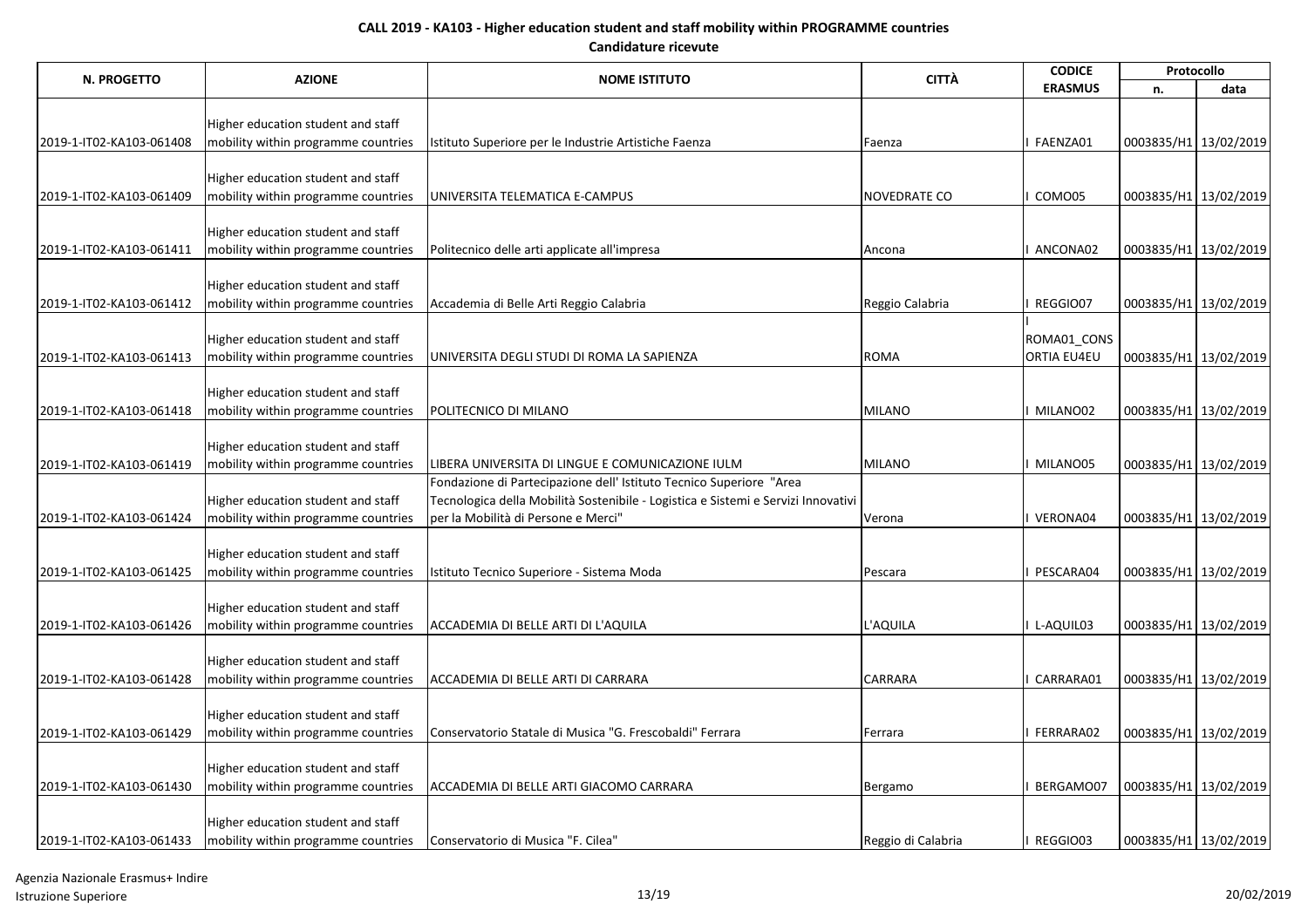**CALL 2019 - KA103 - Higher education student and staff mobility within PROGRAMME countries**

**Candidature ricevute**

| N. PROGETTO | AZIONE | NOME ISTITUTO | CITTÀ | CODICE ERASMUS | Protocollo | |
|---|---|---|---|---|---|---|
| | | | | | n. | data |
| 2019-1-IT02-KA103-061408 | Higher education student and staff mobility within programme countries | Istituto Superiore per le Industrie Artistiche Faenza | Faenza | I FAENZA01 | 0003835/H1 | 13/02/2019 |
| 2019-1-IT02-KA103-061409 | Higher education student and staff mobility within programme countries | UNIVERSITA TELEMATICA E-CAMPUS | NOVEDRATE CO | I COMO05 | 0003835/H1 | 13/02/2019 |
| 2019-1-IT02-KA103-061411 | Higher education student and staff mobility within programme countries | Politecnico delle arti applicate all'impresa | Ancona | I ANCONA02 | 0003835/H1 | 13/02/2019 |
| 2019-1-IT02-KA103-061412 | Higher education student and staff mobility within programme countries | Accademia di Belle Arti Reggio Calabria | Reggio Calabria | I REGGIO07 | 0003835/H1 | 13/02/2019 |
| 2019-1-IT02-KA103-061413 | Higher education student and staff mobility within programme countries | UNIVERSITA DEGLI STUDI DI ROMA LA SAPIENZA | ROMA | I ROMA01_CONSORTIA EU4EU | 0003835/H1 | 13/02/2019 |
| 2019-1-IT02-KA103-061418 | Higher education student and staff mobility within programme countries | POLITECNICO DI MILANO | MILANO | I MILANO02 | 0003835/H1 | 13/02/2019 |
| 2019-1-IT02-KA103-061419 | Higher education student and staff mobility within programme countries | LIBERA UNIVERSITA DI LINGUE E COMUNICAZIONE IULM | MILANO | I MILANO05 | 0003835/H1 | 13/02/2019 |
| 2019-1-IT02-KA103-061424 | Higher education student and staff mobility within programme countries | Fondazione di Partecipazione dell' Istituto Tecnico Superiore "Area Tecnologica della Mobilità Sostenibile - Logistica e Sistemi e Servizi Innovativi per la Mobilità di Persone e Merci" | Verona | I VERONA04 | 0003835/H1 | 13/02/2019 |
| 2019-1-IT02-KA103-061425 | Higher education student and staff mobility within programme countries | Istituto Tecnico Superiore - Sistema Moda | Pescara | I PESCARA04 | 0003835/H1 | 13/02/2019 |
| 2019-1-IT02-KA103-061426 | Higher education student and staff mobility within programme countries | ACCADEMIA DI BELLE ARTI DI L'AQUILA | L'AQUILA | I L-AQUIL03 | 0003835/H1 | 13/02/2019 |
| 2019-1-IT02-KA103-061428 | Higher education student and staff mobility within programme countries | ACCADEMIA DI BELLE ARTI DI CARRARA | CARRARA | I CARRARA01 | 0003835/H1 | 13/02/2019 |
| 2019-1-IT02-KA103-061429 | Higher education student and staff mobility within programme countries | Conservatorio Statale di Musica "G. Frescobaldi" Ferrara | Ferrara | I FERRARA02 | 0003835/H1 | 13/02/2019 |
| 2019-1-IT02-KA103-061430 | Higher education student and staff mobility within programme countries | ACCADEMIA DI BELLE ARTI GIACOMO CARRARA | Bergamo | I BERGAMO07 | 0003835/H1 | 13/02/2019 |
| 2019-1-IT02-KA103-061433 | Higher education student and staff mobility within programme countries | Conservatorio di Musica "F. Cilea" | Reggio di Calabria | I REGGIO03 | 0003835/H1 | 13/02/2019 |

Agenzia Nazionale Erasmus+ Indire
Istruzione Superiore

20/02/2019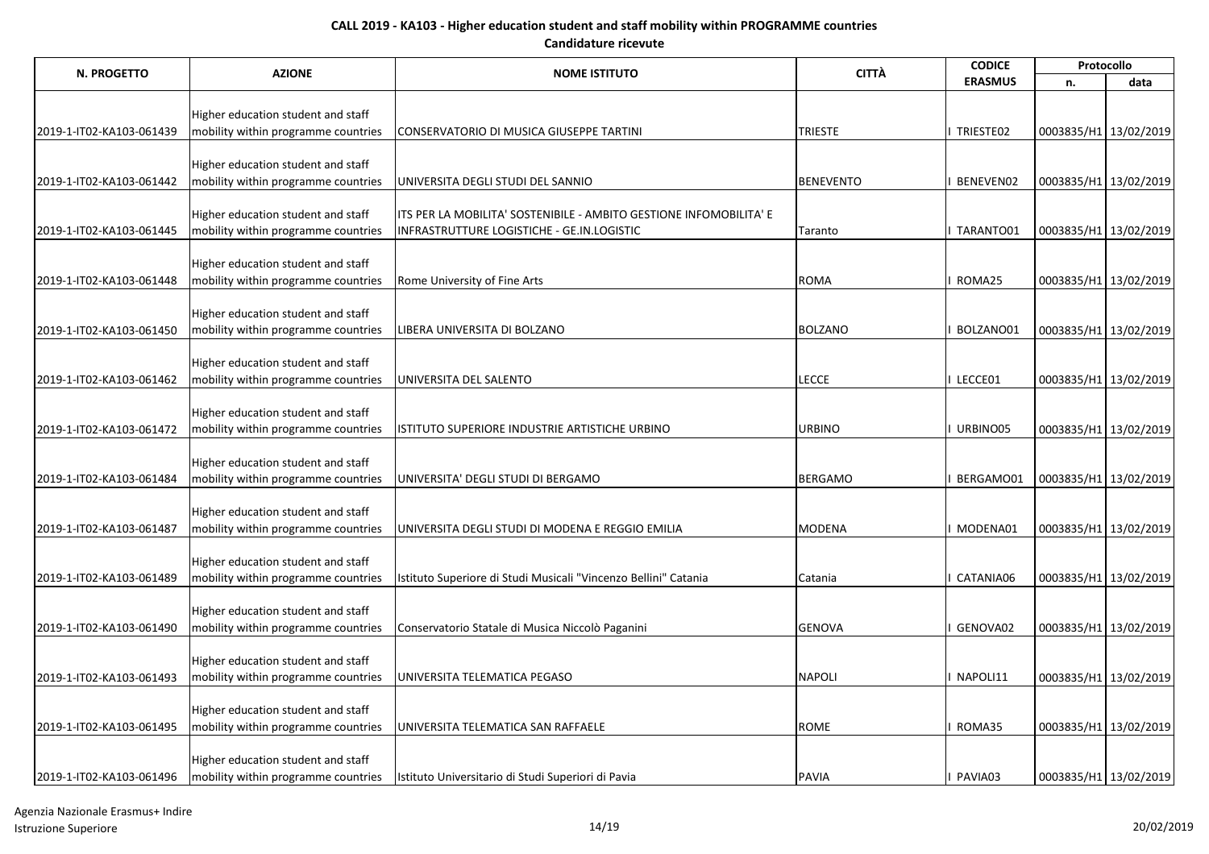**CALL 2019 - KA103 - Higher education student and staff mobility within PROGRAMME countries**

**Candidature ricevute**

| N. PROGETTO | AZIONE | NOME ISTITUTO | CITTÀ | CODICE ERASMUS | Protocollo | |
|---|---|---|---|---|---|---|
| | | | | | n. | data |
| 2019-1-IT02-KA103-061439 | Higher education student and staff mobility within programme countries | CONSERVATORIO DI MUSICA GIUSEPPE TARTINI | TRIESTE | I TRIESTE02 | 0003835/H1 | 13/02/2019 |
| 2019-1-IT02-KA103-061442 | Higher education student and staff mobility within programme countries | UNIVERSITA DEGLI STUDI DEL SANNIO | BENEVENTO | I BENEVEN02 | 0003835/H1 | 13/02/2019 |
| 2019-1-IT02-KA103-061445 | Higher education student and staff mobility within programme countries | ITS PER LA MOBILITA' SOSTENIBILE - AMBITO GESTIONE INFOMOBILITA' E INFRASTRUTTURE LOGISTICHE - GE.IN.LOGISTIC | Taranto | I TARANTO01 | 0003835/H1 | 13/02/2019 |
| 2019-1-IT02-KA103-061448 | Higher education student and staff mobility within programme countries | Rome University of Fine Arts | ROMA | I ROMA25 | 0003835/H1 | 13/02/2019 |
| 2019-1-IT02-KA103-061450 | Higher education student and staff mobility within programme countries | LIBERA UNIVERSITA DI BOLZANO | BOLZANO | I BOLZANO01 | 0003835/H1 | 13/02/2019 |
| 2019-1-IT02-KA103-061462 | Higher education student and staff mobility within programme countries | UNIVERSITA DEL SALENTO | LECCE | I LECCE01 | 0003835/H1 | 13/02/2019 |
| 2019-1-IT02-KA103-061472 | Higher education student and staff mobility within programme countries | ISTITUTO SUPERIORE INDUSTRIE ARTISTICHE URBINO | URBINO | I URBINO05 | 0003835/H1 | 13/02/2019 |
| 2019-1-IT02-KA103-061484 | Higher education student and staff mobility within programme countries | UNIVERSITA' DEGLI STUDI DI BERGAMO | BERGAMO | I BERGAMO01 | 0003835/H1 | 13/02/2019 |
| 2019-1-IT02-KA103-061487 | Higher education student and staff mobility within programme countries | UNIVERSITA DEGLI STUDI DI MODENA E REGGIO EMILIA | MODENA | I MODENA01 | 0003835/H1 | 13/02/2019 |
| 2019-1-IT02-KA103-061489 | Higher education student and staff mobility within programme countries | Istituto Superiore di Studi Musicali "Vincenzo Bellini" Catania | Catania | I CATANIA06 | 0003835/H1 | 13/02/2019 |
| 2019-1-IT02-KA103-061490 | Higher education student and staff mobility within programme countries | Conservatorio Statale di Musica Niccolò Paganini | GENOVA | I GENOVA02 | 0003835/H1 | 13/02/2019 |
| 2019-1-IT02-KA103-061493 | Higher education student and staff mobility within programme countries | UNIVERSITA TELEMATICA PEGASO | NAPOLI | I NAPOLI11 | 0003835/H1 | 13/02/2019 |
| 2019-1-IT02-KA103-061495 | Higher education student and staff mobility within programme countries | UNIVERSITA TELEMATICA SAN RAFFAELE | ROME | I ROMA35 | 0003835/H1 | 13/02/2019 |
| 2019-1-IT02-KA103-061496 | Higher education student and staff mobility within programme countries | Istituto Universitario di Studi Superiori di Pavia | PAVIA | I PAVIA03 | 0003835/H1 | 13/02/2019 |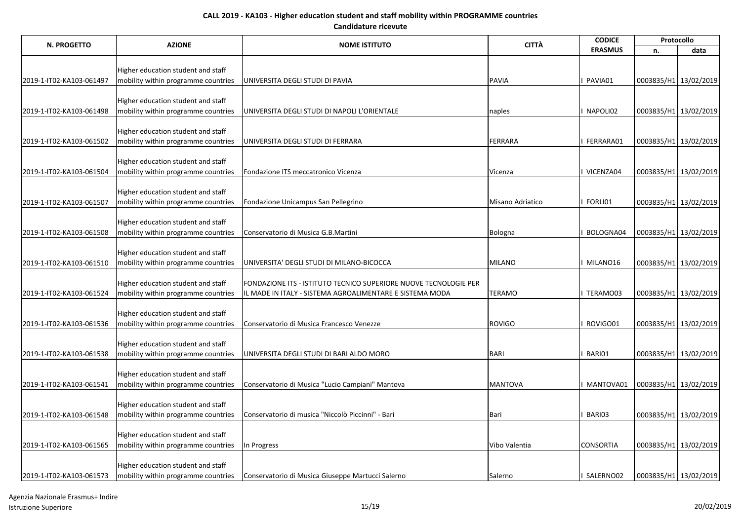**CALL 2019 - KA103 - Higher education student and staff mobility within PROGRAMME countries**

**Candidature ricevute**

| N. PROGETTO | AZIONE | NOME ISTITUTO | CITTÀ | CODICE ERASMUS | Protocollo | |
|---|---|---|---|---|---|---|
| | | | | | n. | data |
| 2019-1-IT02-KA103-061497 | Higher education student and staff mobility within programme countries | UNIVERSITA DEGLI STUDI DI PAVIA | PAVIA | I PAVIA01 | 0003835/H1 | 13/02/2019 |
| 2019-1-IT02-KA103-061498 | Higher education student and staff mobility within programme countries | UNIVERSITA DEGLI STUDI DI NAPOLI L'ORIENTALE | naples | I NAPOLI02 | 0003835/H1 | 13/02/2019 |
| 2019-1-IT02-KA103-061502 | Higher education student and staff mobility within programme countries | UNIVERSITA DEGLI STUDI DI FERRARA | FERRARA | I FERRARA01 | 0003835/H1 | 13/02/2019 |
| 2019-1-IT02-KA103-061504 | Higher education student and staff mobility within programme countries | Fondazione ITS meccatronico Vicenza | Vicenza | I VICENZA04 | 0003835/H1 | 13/02/2019 |
| 2019-1-IT02-KA103-061507 | Higher education student and staff mobility within programme countries | Fondazione Unicampus San Pellegrino | Misano Adriatico | I FORLI01 | 0003835/H1 | 13/02/2019 |
| 2019-1-IT02-KA103-061508 | Higher education student and staff mobility within programme countries | Conservatorio di Musica G.B.Martini | Bologna | I BOLOGNA04 | 0003835/H1 | 13/02/2019 |
| 2019-1-IT02-KA103-061510 | Higher education student and staff mobility within programme countries | UNIVERSITA' DEGLI STUDI DI MILANO-BICOCCA | MILANO | I MILANO16 | 0003835/H1 | 13/02/2019 |
| 2019-1-IT02-KA103-061524 | Higher education student and staff mobility within programme countries | FONDAZIONE ITS - ISTITUTO TECNICO SUPERIORE NUOVE TECNOLOGIE PER IL MADE IN ITALY - SISTEMA AGROALIMENTARE E SISTEMA MODA | TERAMO | I TERAMO03 | 0003835/H1 | 13/02/2019 |
| 2019-1-IT02-KA103-061536 | Higher education student and staff mobility within programme countries | Conservatorio di Musica Francesco Venezze | ROVIGO | I ROVIGO01 | 0003835/H1 | 13/02/2019 |
| 2019-1-IT02-KA103-061538 | Higher education student and staff mobility within programme countries | UNIVERSITA DEGLI STUDI DI BARI ALDO MORO | BARI | I BARI01 | 0003835/H1 | 13/02/2019 |
| 2019-1-IT02-KA103-061541 | Higher education student and staff mobility within programme countries | Conservatorio di Musica "Lucio Campiani" Mantova | MANTOVA | I MANTOVA01 | 0003835/H1 | 13/02/2019 |
| 2019-1-IT02-KA103-061548 | Higher education student and staff mobility within programme countries | Conservatorio di musica "Niccolò Piccinni" - Bari | Bari | I BARI03 | 0003835/H1 | 13/02/2019 |
| 2019-1-IT02-KA103-061565 | Higher education student and staff mobility within programme countries | In Progress | Vibo Valentia | CONSORTIA | 0003835/H1 | 13/02/2019 |
| 2019-1-IT02-KA103-061573 | Higher education student and staff mobility within programme countries | Conservatorio di Musica Giuseppe Martucci Salerno | Salerno | I SALERNO02 | 0003835/H1 | 13/02/2019 |

Agenzia Nazionale Erasmus+ Indire
Istruzione Superiore

20/02/2019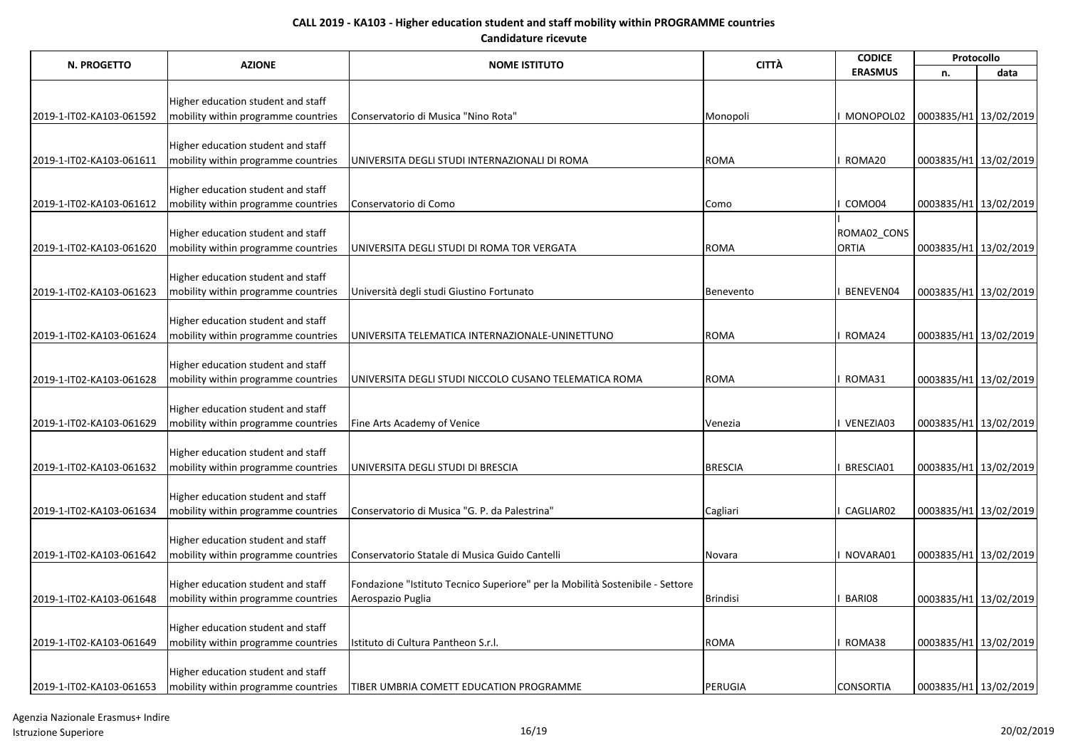**CALL 2019 - KA103 - Higher education student and staff mobility within PROGRAMME countries**

**Candidature ricevute**

| N. PROGETTO | AZIONE | NOME ISTITUTO | CITTÀ | CODICE ERASMUS | Protocollo | |
|---|---|---|---|---|---|---|
| | | | | | n. | data |
| 2019-1-IT02-KA103-061592 | Higher education student and staff mobility within programme countries | Conservatorio di Musica "Nino Rota" | Monopoli | I MONOPOL02 | 0003835/H1 | 13/02/2019 |
| 2019-1-IT02-KA103-061611 | Higher education student and staff mobility within programme countries | UNIVERSITA DEGLI STUDI INTERNAZIONALI DI ROMA | ROMA | I ROMA20 | 0003835/H1 | 13/02/2019 |
| 2019-1-IT02-KA103-061612 | Higher education student and staff mobility within programme countries | Conservatorio di Como | Como | I COMO04 | 0003835/H1 | 13/02/2019 |
| 2019-1-IT02-KA103-061620 | Higher education student and staff mobility within programme countries | UNIVERSITA DEGLI STUDI DI ROMA TOR VERGATA | ROMA | I ROMA02_CONSORTIA | 0003835/H1 | 13/02/2019 |
| 2019-1-IT02-KA103-061623 | Higher education student and staff mobility within programme countries | Università degli studi Giustino Fortunato | Benevento | I BENEVEN04 | 0003835/H1 | 13/02/2019 |
| 2019-1-IT02-KA103-061624 | Higher education student and staff mobility within programme countries | UNIVERSITA TELEMATICA INTERNAZIONALE-UNINETTUNO | ROMA | I ROMA24 | 0003835/H1 | 13/02/2019 |
| 2019-1-IT02-KA103-061628 | Higher education student and staff mobility within programme countries | UNIVERSITA DEGLI STUDI NICCOLO CUSANO TELEMATICA ROMA | ROMA | I ROMA31 | 0003835/H1 | 13/02/2019 |
| 2019-1-IT02-KA103-061629 | Higher education student and staff mobility within programme countries | Fine Arts Academy of Venice | Venezia | I VENEZIA03 | 0003835/H1 | 13/02/2019 |
| 2019-1-IT02-KA103-061632 | Higher education student and staff mobility within programme countries | UNIVERSITA DEGLI STUDI DI BRESCIA | BRESCIA | I BRESCIA01 | 0003835/H1 | 13/02/2019 |
| 2019-1-IT02-KA103-061634 | Higher education student and staff mobility within programme countries | Conservatorio di Musica "G. P. da Palestrina" | Cagliari | I CAGLIAR02 | 0003835/H1 | 13/02/2019 |
| 2019-1-IT02-KA103-061642 | Higher education student and staff mobility within programme countries | Conservatorio Statale di Musica Guido Cantelli | Novara | I NOVARA01 | 0003835/H1 | 13/02/2019 |
| 2019-1-IT02-KA103-061648 | Higher education student and staff mobility within programme countries | Fondazione "Istituto Tecnico Superiore" per la Mobilità Sostenibile - Settore Aerospazio Puglia | Brindisi | I BARI08 | 0003835/H1 | 13/02/2019 |
| 2019-1-IT02-KA103-061649 | Higher education student and staff mobility within programme countries | Istituto di Cultura Pantheon S.r.l. | ROMA | I ROMA38 | 0003835/H1 | 13/02/2019 |
| 2019-1-IT02-KA103-061653 | Higher education student and staff mobility within programme countries | TIBER UMBRIA COMETT EDUCATION PROGRAMME | PERUGIA | CONSORTIA | 0003835/H1 | 13/02/2019 |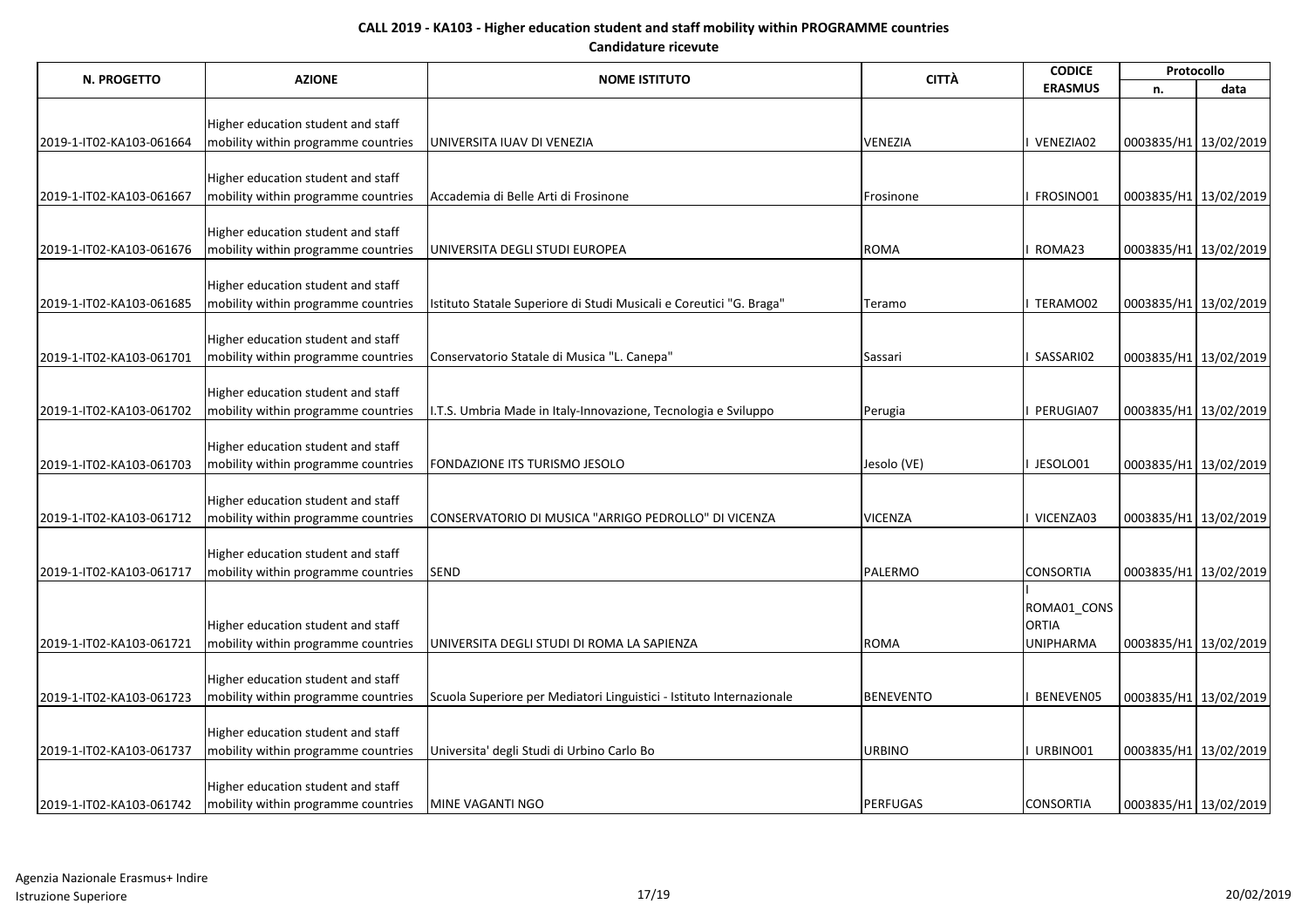**CALL 2019 - KA103 - Higher education student and staff mobility within PROGRAMME countries**

**Candidature ricevute**

| N. PROGETTO | AZIONE | NOME ISTITUTO | CITTÀ | CODICE ERASMUS | Protocollo | |
|---|---|---|---|---|---|---|
| | | | | | n. | data |
| 2019-1-IT02-KA103-061664 | Higher education student and staff mobility within programme countries | UNIVERSITA IUAV DI VENEZIA | VENEZIA | I VENEZIA02 | 0003835/H1 | 13/02/2019 |
| 2019-1-IT02-KA103-061667 | Higher education student and staff mobility within programme countries | Accademia di Belle Arti di Frosinone | Frosinone | I FROSINO01 | 0003835/H1 | 13/02/2019 |
| 2019-1-IT02-KA103-061676 | Higher education student and staff mobility within programme countries | UNIVERSITA DEGLI STUDI EUROPEA | ROMA | I ROMA23 | 0003835/H1 | 13/02/2019 |
| 2019-1-IT02-KA103-061685 | Higher education student and staff mobility within programme countries | Istituto Statale Superiore di Studi Musicali e Coreutici "G. Braga" | Teramo | I TERAMO02 | 0003835/H1 | 13/02/2019 |
| 2019-1-IT02-KA103-061701 | Higher education student and staff mobility within programme countries | Conservatorio Statale di Musica "L. Canepa" | Sassari | I SASSARI02 | 0003835/H1 | 13/02/2019 |
| 2019-1-IT02-KA103-061702 | Higher education student and staff mobility within programme countries | I.T.S. Umbria Made in Italy-Innovazione, Tecnologia e Sviluppo | Perugia | I PERUGIA07 | 0003835/H1 | 13/02/2019 |
| 2019-1-IT02-KA103-061703 | Higher education student and staff mobility within programme countries | FONDAZIONE ITS TURISMO JESOLO | Jesolo (VE) | I JESOLO01 | 0003835/H1 | 13/02/2019 |
| 2019-1-IT02-KA103-061712 | Higher education student and staff mobility within programme countries | CONSERVATORIO DI MUSICA "ARRIGO PEDROLLO" DI VICENZA | VICENZA | I VICENZA03 | 0003835/H1 | 13/02/2019 |
| 2019-1-IT02-KA103-061717 | Higher education student and staff mobility within programme countries | SEND | PALERMO | CONSORTIA | 0003835/H1 | 13/02/2019 |
| 2019-1-IT02-KA103-061721 | Higher education student and staff mobility within programme countries | UNIVERSITA DEGLI STUDI DI ROMA LA SAPIENZA | ROMA | I ROMA01_CONSORTIA UNIPHARMA | 0003835/H1 | 13/02/2019 |
| 2019-1-IT02-KA103-061723 | Higher education student and staff mobility within programme countries | Scuola Superiore per Mediatori Linguistici - Istituto Internazionale | BENEVENTO | I BENEVEN05 | 0003835/H1 | 13/02/2019 |
| 2019-1-IT02-KA103-061737 | Higher education student and staff mobility within programme countries | Universita' degli Studi di Urbino Carlo Bo | URBINO | I URBINO01 | 0003835/H1 | 13/02/2019 |
| 2019-1-IT02-KA103-061742 | Higher education student and staff mobility within programme countries | MINE VAGANTI NGO | PERFUGAS | CONSORTIA | 0003835/H1 | 13/02/2019 |

Agenzia Nazionale Erasmus+ Indire
Istruzione Superiore

20/02/2019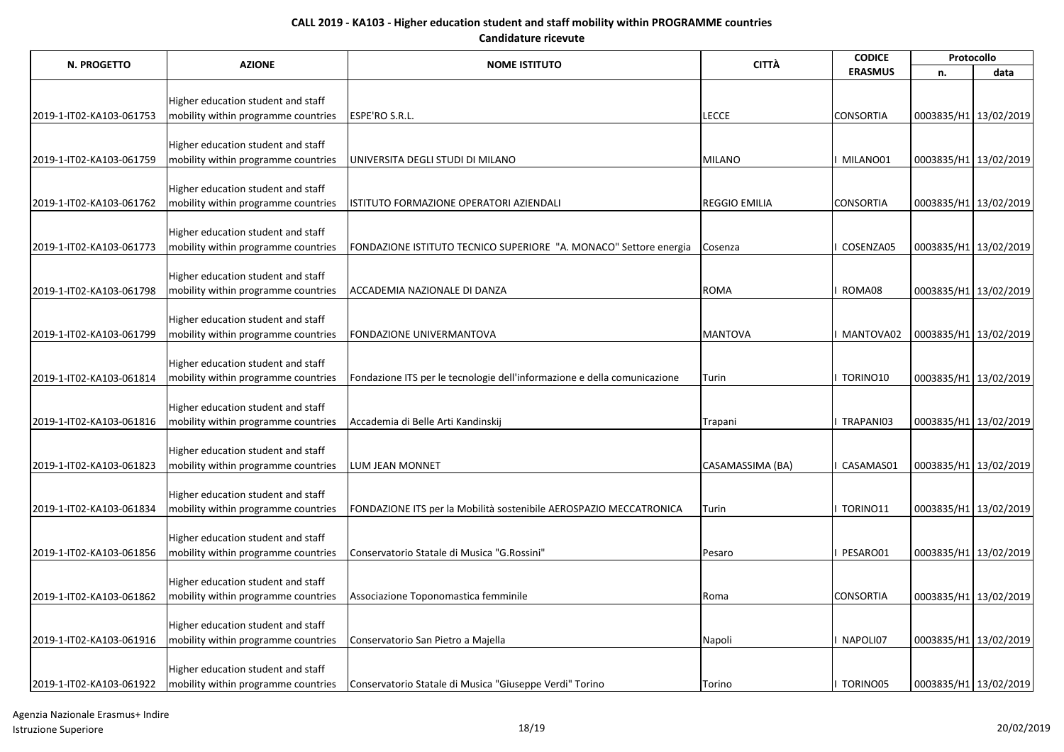**CALL 2019 - KA103 - Higher education student and staff mobility within PROGRAMME countries**

**Candidature ricevute**

| N. PROGETTO | AZIONE | NOME ISTITUTO | CITTÀ | CODICE ERASMUS | Protocollo | |
|---|---|---|---|---|---|---|
| | | | | | n. | data |
| 2019-1-IT02-KA103-061753 | Higher education student and staff mobility within programme countries | ESPE'RO S.R.L. | LECCE | CONSORTIA | 0003835/H1 | 13/02/2019 |
| 2019-1-IT02-KA103-061759 | Higher education student and staff mobility within programme countries | UNIVERSITA DEGLI STUDI DI MILANO | MILANO | I MILANO01 | 0003835/H1 | 13/02/2019 |
| 2019-1-IT02-KA103-061762 | Higher education student and staff mobility within programme countries | ISTITUTO FORMAZIONE OPERATORI AZIENDALI | REGGIO EMILIA | CONSORTIA | 0003835/H1 | 13/02/2019 |
| 2019-1-IT02-KA103-061773 | Higher education student and staff mobility within programme countries | FONDAZIONE ISTITUTO TECNICO SUPERIORE "A. MONACO" Settore energia | Cosenza | I COSENZA05 | 0003835/H1 | 13/02/2019 |
| 2019-1-IT02-KA103-061798 | Higher education student and staff mobility within programme countries | ACCADEMIA NAZIONALE DI DANZA | ROMA | I ROMA08 | 0003835/H1 | 13/02/2019 |
| 2019-1-IT02-KA103-061799 | Higher education student and staff mobility within programme countries | FONDAZIONE UNIVERMANTOVA | MANTOVA | I MANTOVA02 | 0003835/H1 | 13/02/2019 |
| 2019-1-IT02-KA103-061814 | Higher education student and staff mobility within programme countries | Fondazione ITS per le tecnologie dell'informazione e della comunicazione | Turin | I TORINO10 | 0003835/H1 | 13/02/2019 |
| 2019-1-IT02-KA103-061816 | Higher education student and staff mobility within programme countries | Accademia di Belle Arti Kandinskij | Trapani | I TRAPANI03 | 0003835/H1 | 13/02/2019 |
| 2019-1-IT02-KA103-061823 | Higher education student and staff mobility within programme countries | LUM JEAN MONNET | CASAMASSIMA (BA) | I CASAMAS01 | 0003835/H1 | 13/02/2019 |
| 2019-1-IT02-KA103-061834 | Higher education student and staff mobility within programme countries | FONDAZIONE ITS per la Mobilità sostenibile AEROSPAZIO MECCATRONICA | Turin | I TORINO11 | 0003835/H1 | 13/02/2019 |
| 2019-1-IT02-KA103-061856 | Higher education student and staff mobility within programme countries | Conservatorio Statale di Musica "G.Rossini" | Pesaro | I PESARO01 | 0003835/H1 | 13/02/2019 |
| 2019-1-IT02-KA103-061862 | Higher education student and staff mobility within programme countries | Associazione Toponomastica femminile | Roma | CONSORTIA | 0003835/H1 | 13/02/2019 |
| 2019-1-IT02-KA103-061916 | Higher education student and staff mobility within programme countries | Conservatorio San Pietro a Majella | Napoli | I NAPOLI07 | 0003835/H1 | 13/02/2019 |
| 2019-1-IT02-KA103-061922 | Higher education student and staff mobility within programme countries | Conservatorio Statale di Musica "Giuseppe Verdi" Torino | Torino | I TORINO05 | 0003835/H1 | 13/02/2019 |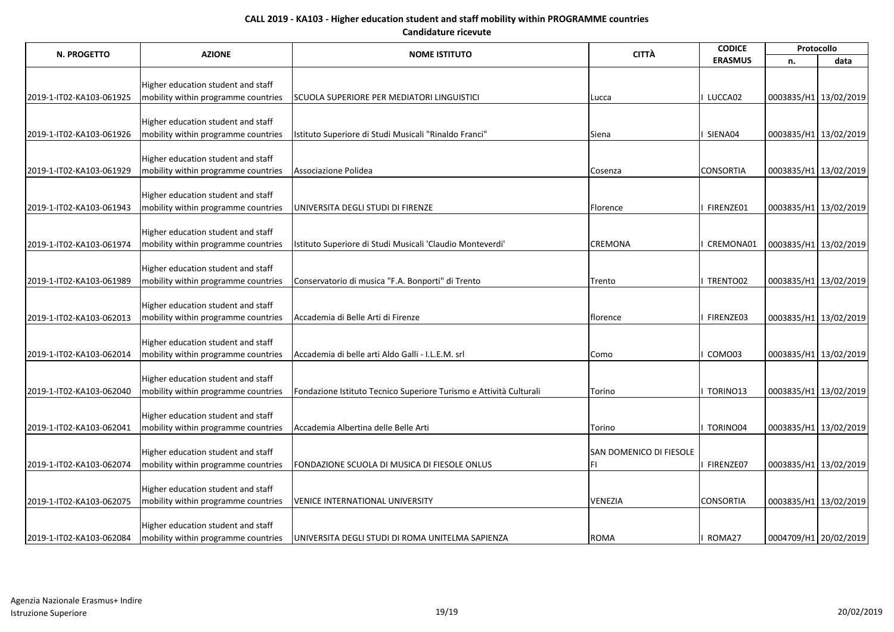**CALL 2019 - KA103 - Higher education student and staff mobility within PROGRAMME countries**

**Candidature ricevute**

| N. PROGETTO | AZIONE | NOME ISTITUTO | CITTÀ | CODICE ERASMUS | Protocollo | |
|---|---|---|---|---|---|---|
| | | | | | n. | data |
| 2019-1-IT02-KA103-061925 | Higher education student and staff mobility within programme countries | SCUOLA SUPERIORE PER MEDIATORI LINGUISTICI | Lucca | I LUCCA02 | 0003835/H1 | 13/02/2019 |
| 2019-1-IT02-KA103-061926 | Higher education student and staff mobility within programme countries | Istituto Superiore di Studi Musicali "Rinaldo Franci" | Siena | I SIENA04 | 0003835/H1 | 13/02/2019 |
| 2019-1-IT02-KA103-061929 | Higher education student and staff mobility within programme countries | Associazione Polidea | Cosenza | CONSORTIA | 0003835/H1 | 13/02/2019 |
| 2019-1-IT02-KA103-061943 | Higher education student and staff mobility within programme countries | UNIVERSITA DEGLI STUDI DI FIRENZE | Florence | I FIRENZE01 | 0003835/H1 | 13/02/2019 |
| 2019-1-IT02-KA103-061974 | Higher education student and staff mobility within programme countries | Istituto Superiore di Studi Musicali 'Claudio Monteverdi' | CREMONA | I CREMONA01 | 0003835/H1 | 13/02/2019 |
| 2019-1-IT02-KA103-061989 | Higher education student and staff mobility within programme countries | Conservatorio di musica "F.A. Bonporti" di Trento | Trento | I TRENTO02 | 0003835/H1 | 13/02/2019 |
| 2019-1-IT02-KA103-062013 | Higher education student and staff mobility within programme countries | Accademia di Belle Arti di Firenze | florence | I FIRENZE03 | 0003835/H1 | 13/02/2019 |
| 2019-1-IT02-KA103-062014 | Higher education student and staff mobility within programme countries | Accademia di belle arti Aldo Galli - I.L.E.M. srl | Como | I COMO03 | 0003835/H1 | 13/02/2019 |
| 2019-1-IT02-KA103-062040 | Higher education student and staff mobility within programme countries | Fondazione Istituto Tecnico Superiore Turismo e Attività Culturali | Torino | I TORINO13 | 0003835/H1 | 13/02/2019 |
| 2019-1-IT02-KA103-062041 | Higher education student and staff mobility within programme countries | Accademia Albertina delle Belle Arti | Torino | I TORINO04 | 0003835/H1 | 13/02/2019 |
| 2019-1-IT02-KA103-062074 | Higher education student and staff mobility within programme countries | FONDAZIONE SCUOLA DI MUSICA DI FIESOLE ONLUS | SAN DOMENICO DI FIESOLE FI | I FIRENZE07 | 0003835/H1 | 13/02/2019 |
| 2019-1-IT02-KA103-062075 | Higher education student and staff mobility within programme countries | VENICE INTERNATIONAL UNIVERSITY | VENEZIA | CONSORTIA | 0003835/H1 | 13/02/2019 |
| 2019-1-IT02-KA103-062084 | Higher education student and staff mobility within programme countries | UNIVERSITA DEGLI STUDI DI ROMA UNITELMA SAPIENZA | ROMA | I ROMA27 | 0004709/H1 | 20/02/2019 |

Agenzia Nazionale Erasmus+ Indire
Istruzione Superiore

20/02/2019